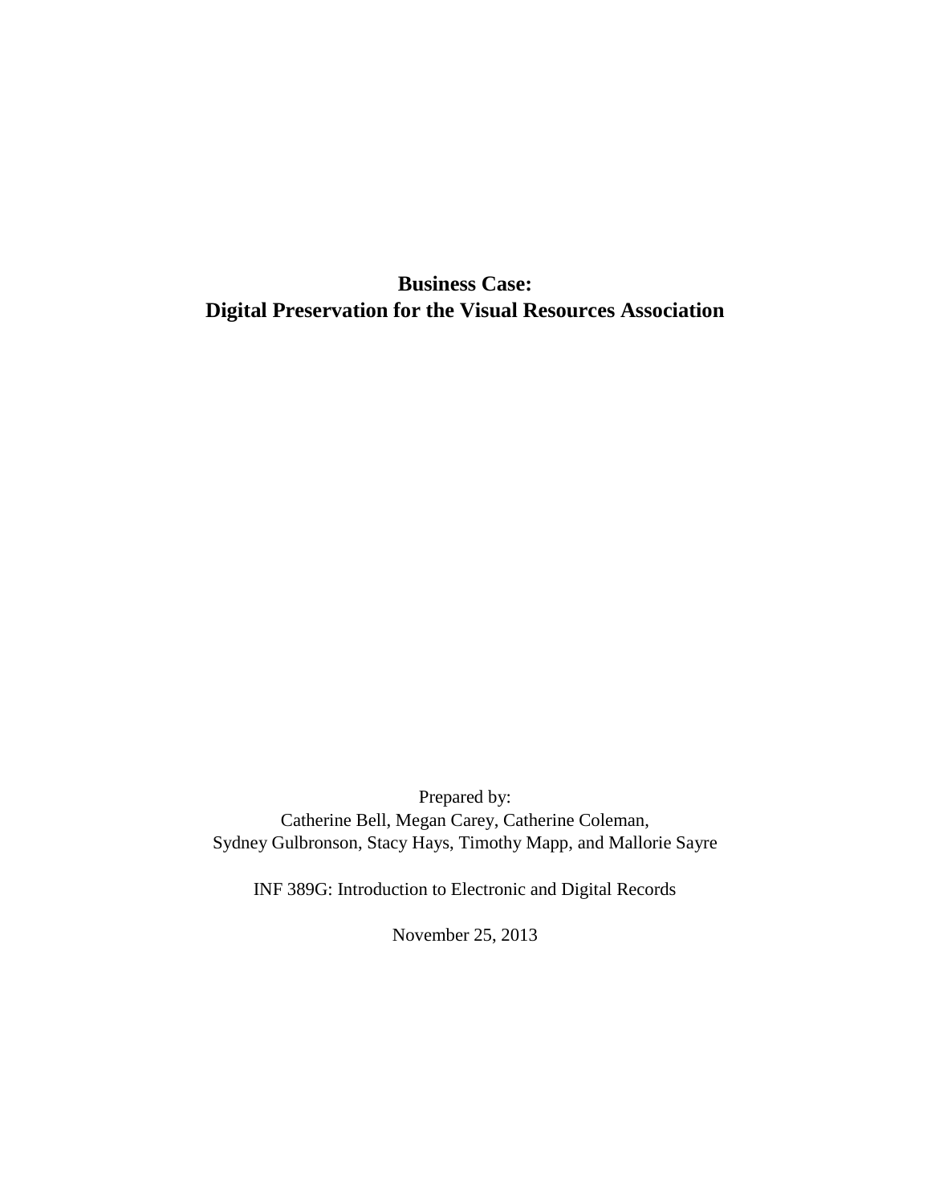# Business Case:
# Digital Preservation for the Visual Resources Association

Prepared by:
Catherine Bell, Megan Carey, Catherine Coleman,
Sydney Gulbronson, Stacy Hays, Timothy Mapp, and Mallorie Sayre

INF 389G: Introduction to Electronic and Digital Records

November 25, 2013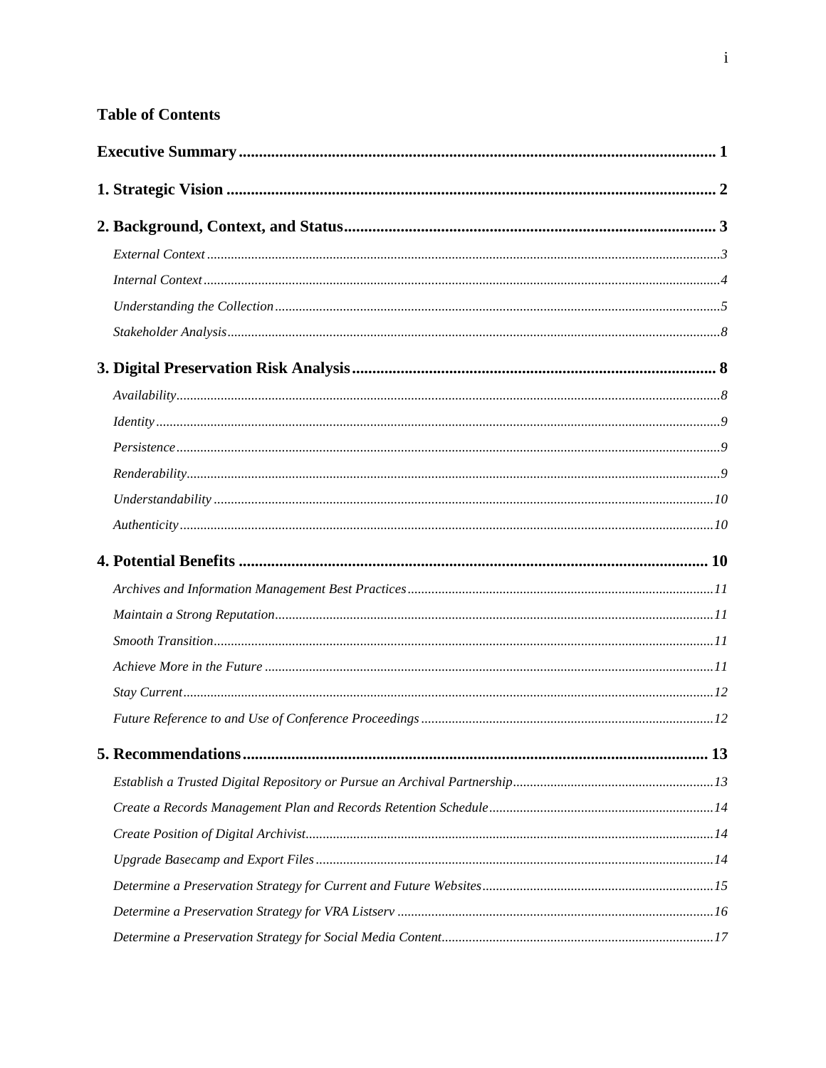## Table of Contents

**Executive Summary** ..... 1

**1. Strategic Vision** ..... 2

**2. Background, Context, and Status** ..... 3

- *External Context* ..... 3
- *Internal Context* ..... 4
- *Understanding the Collection* ..... 5
- *Stakeholder Analysis* ..... 8

**3. Digital Preservation Risk Analysis** ..... 8

- *Availability* ..... 8
- *Identity* ..... 9
- *Persistence* ..... 9
- *Renderability* ..... 9
- *Understandability* ..... 10
- *Authenticity* ..... 10

**4. Potential Benefits** ..... 10

- *Archives and Information Management Best Practices* ..... 11
- *Maintain a Strong Reputation* ..... 11
- *Smooth Transition* ..... 11
- *Achieve More in the Future* ..... 11
- *Stay Current* ..... 12
- *Future Reference to and Use of Conference Proceedings* ..... 12

**5. Recommendations** ..... 13

- *Establish a Trusted Digital Repository or Pursue an Archival Partnership* ..... 13
- *Create a Records Management Plan and Records Retention Schedule* ..... 14
- *Create Position of Digital Archivist* ..... 14
- *Upgrade Basecamp and Export Files* ..... 14
- *Determine a Preservation Strategy for Current and Future Websites* ..... 15
- *Determine a Preservation Strategy for VRA Listserv* ..... 16
- *Determine a Preservation Strategy for Social Media Content* ..... 17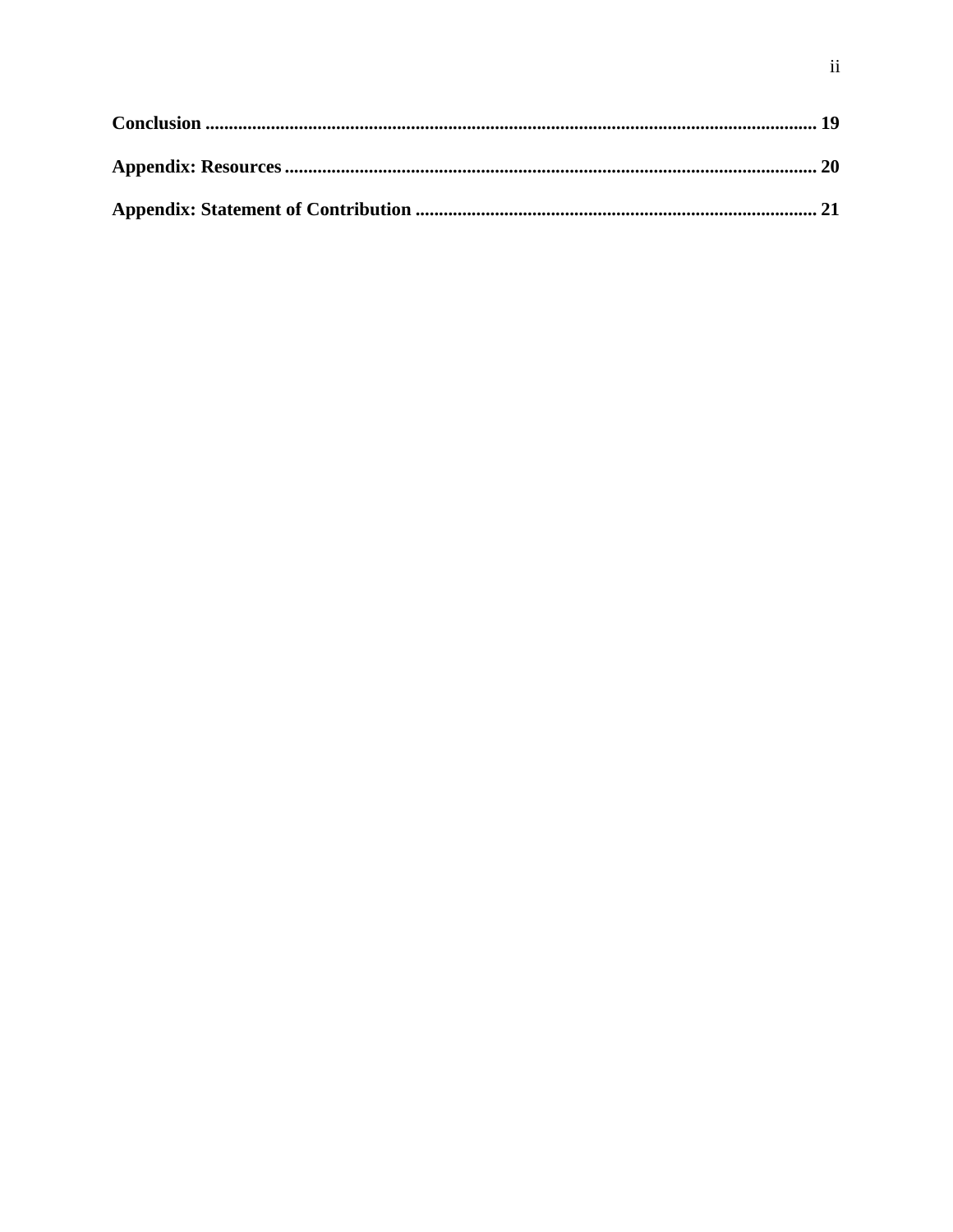**Conclusion** ........................................................................................................................ **19**

**Appendix: Resources** ....................................................................................................... **20**

**Appendix: Statement of Contribution** ............................................................................ **21**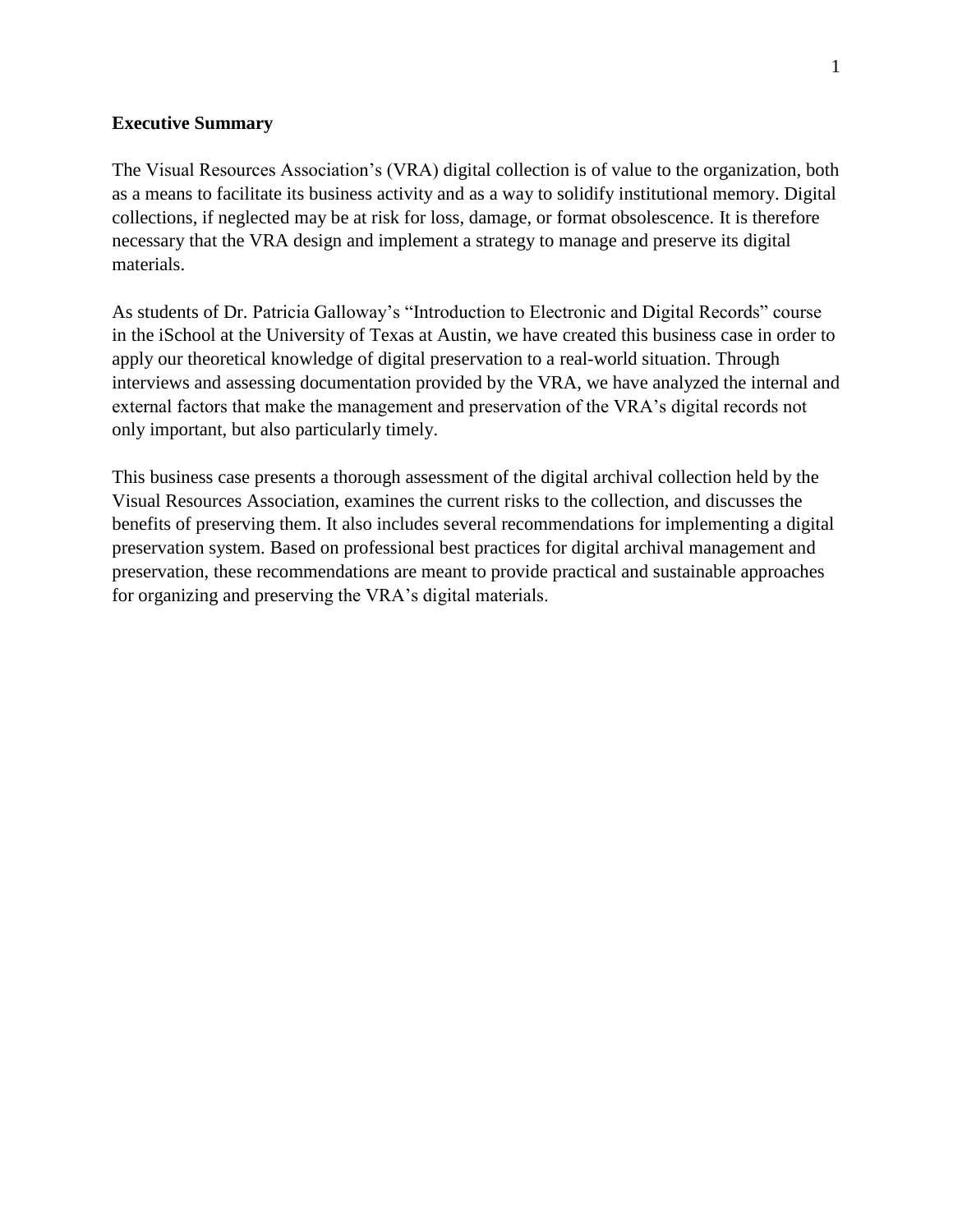## Executive Summary

The Visual Resources Association's (VRA) digital collection is of value to the organization, both as a means to facilitate its business activity and as a way to solidify institutional memory. Digital collections, if neglected may be at risk for loss, damage, or format obsolescence. It is therefore necessary that the VRA design and implement a strategy to manage and preserve its digital materials.

As students of Dr. Patricia Galloway's "Introduction to Electronic and Digital Records" course in the iSchool at the University of Texas at Austin, we have created this business case in order to apply our theoretical knowledge of digital preservation to a real-world situation. Through interviews and assessing documentation provided by the VRA, we have analyzed the internal and external factors that make the management and preservation of the VRA's digital records not only important, but also particularly timely.

This business case presents a thorough assessment of the digital archival collection held by the Visual Resources Association, examines the current risks to the collection, and discusses the benefits of preserving them. It also includes several recommendations for implementing a digital preservation system. Based on professional best practices for digital archival management and preservation, these recommendations are meant to provide practical and sustainable approaches for organizing and preserving the VRA's digital materials.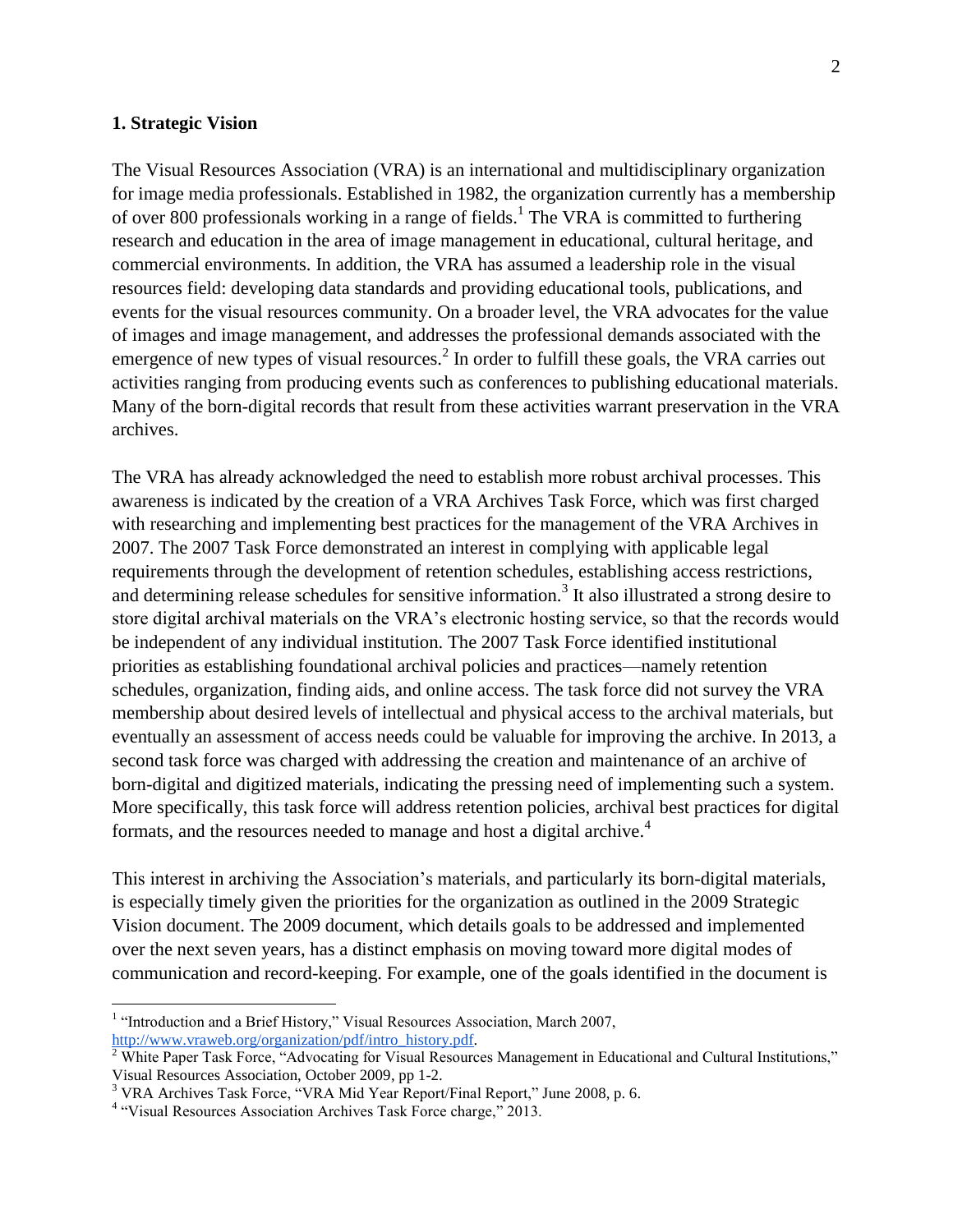## 1. Strategic Vision

The Visual Resources Association (VRA) is an international and multidisciplinary organization for image media professionals. Established in 1982, the organization currently has a membership of over 800 professionals working in a range of fields.[1] The VRA is committed to furthering research and education in the area of image management in educational, cultural heritage, and commercial environments. In addition, the VRA has assumed a leadership role in the visual resources field: developing data standards and providing educational tools, publications, and events for the visual resources community. On a broader level, the VRA advocates for the value of images and image management, and addresses the professional demands associated with the emergence of new types of visual resources.[2] In order to fulfill these goals, the VRA carries out activities ranging from producing events such as conferences to publishing educational materials. Many of the born-digital records that result from these activities warrant preservation in the VRA archives.

The VRA has already acknowledged the need to establish more robust archival processes. This awareness is indicated by the creation of a VRA Archives Task Force, which was first charged with researching and implementing best practices for the management of the VRA Archives in 2007. The 2007 Task Force demonstrated an interest in complying with applicable legal requirements through the development of retention schedules, establishing access restrictions, and determining release schedules for sensitive information.[3] It also illustrated a strong desire to store digital archival materials on the VRA's electronic hosting service, so that the records would be independent of any individual institution. The 2007 Task Force identified institutional priorities as establishing foundational archival policies and practices—namely retention schedules, organization, finding aids, and online access. The task force did not survey the VRA membership about desired levels of intellectual and physical access to the archival materials, but eventually an assessment of access needs could be valuable for improving the archive. In 2013, a second task force was charged with addressing the creation and maintenance of an archive of born-digital and digitized materials, indicating the pressing need of implementing such a system. More specifically, this task force will address retention policies, archival best practices for digital formats, and the resources needed to manage and host a digital archive.[4]

This interest in archiving the Association's materials, and particularly its born-digital materials, is especially timely given the priorities for the organization as outlined in the 2009 Strategic Vision document. The 2009 document, which details goals to be addressed and implemented over the next seven years, has a distinct emphasis on moving toward more digital modes of communication and record-keeping. For example, one of the goals identified in the document is

---

[1] "Introduction and a Brief History," Visual Resources Association, March 2007, http://www.vraweb.org/organization/pdf/intro_history.pdf.

[2] White Paper Task Force, "Advocating for Visual Resources Management in Educational and Cultural Institutions," Visual Resources Association, October 2009, pp 1-2.

[3] VRA Archives Task Force, "VRA Mid Year Report/Final Report," June 2008, p. 6.

[4] "Visual Resources Association Archives Task Force charge," 2013.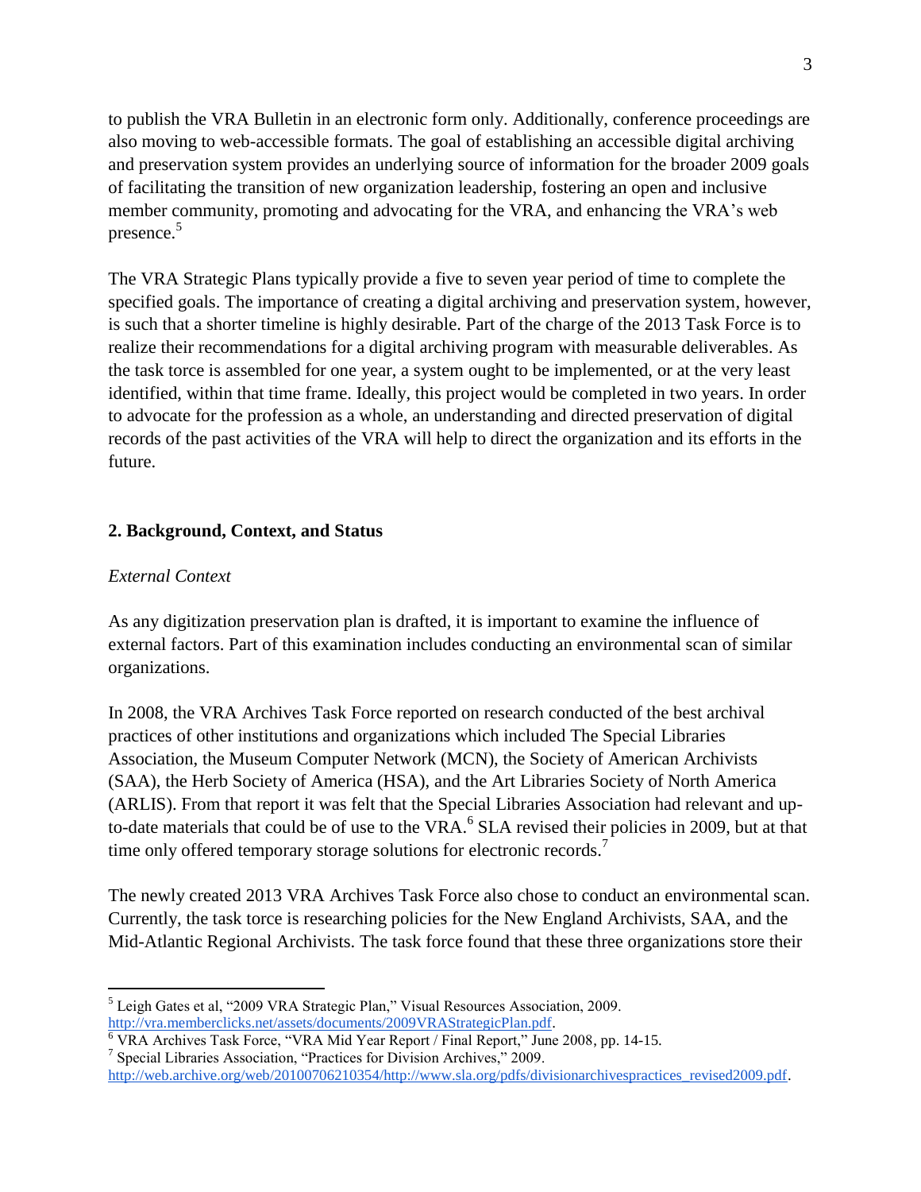to publish the VRA Bulletin in an electronic form only. Additionally, conference proceedings are also moving to web-accessible formats. The goal of establishing an accessible digital archiving and preservation system provides an underlying source of information for the broader 2009 goals of facilitating the transition of new organization leadership, fostering an open and inclusive member community, promoting and advocating for the VRA, and enhancing the VRA's web presence.[5]

The VRA Strategic Plans typically provide a five to seven year period of time to complete the specified goals. The importance of creating a digital archiving and preservation system, however, is such that a shorter timeline is highly desirable. Part of the charge of the 2013 Task Force is to realize their recommendations for a digital archiving program with measurable deliverables. As the task torce is assembled for one year, a system ought to be implemented, or at the very least identified, within that time frame. Ideally, this project would be completed in two years. In order to advocate for the profession as a whole, an understanding and directed preservation of digital records of the past activities of the VRA will help to direct the organization and its efforts in the future.

## 2. Background, Context, and Status

### *External Context*

As any digitization preservation plan is drafted, it is important to examine the influence of external factors. Part of this examination includes conducting an environmental scan of similar organizations.

In 2008, the VRA Archives Task Force reported on research conducted of the best archival practices of other institutions and organizations which included The Special Libraries Association, the Museum Computer Network (MCN), the Society of American Archivists (SAA), the Herb Society of America (HSA), and the Art Libraries Society of North America (ARLIS). From that report it was felt that the Special Libraries Association had relevant and up-to-date materials that could be of use to the VRA.[6] SLA revised their policies in 2009, but at that time only offered temporary storage solutions for electronic records.[7]

The newly created 2013 VRA Archives Task Force also chose to conduct an environmental scan. Currently, the task torce is researching policies for the New England Archivists, SAA, and the Mid-Atlantic Regional Archivists. The task force found that these three organizations store their

---

[5] Leigh Gates et al, "2009 VRA Strategic Plan," Visual Resources Association, 2009. http://vra.memberclicks.net/assets/documents/2009VRAStrategicPlan.pdf.

[6] VRA Archives Task Force, "VRA Mid Year Report / Final Report," June 2008, pp. 14-15.

[7] Special Libraries Association, "Practices for Division Archives," 2009. http://web.archive.org/web/20100706210354/http://www.sla.org/pdfs/divisionarchivespractices_revised2009.pdf.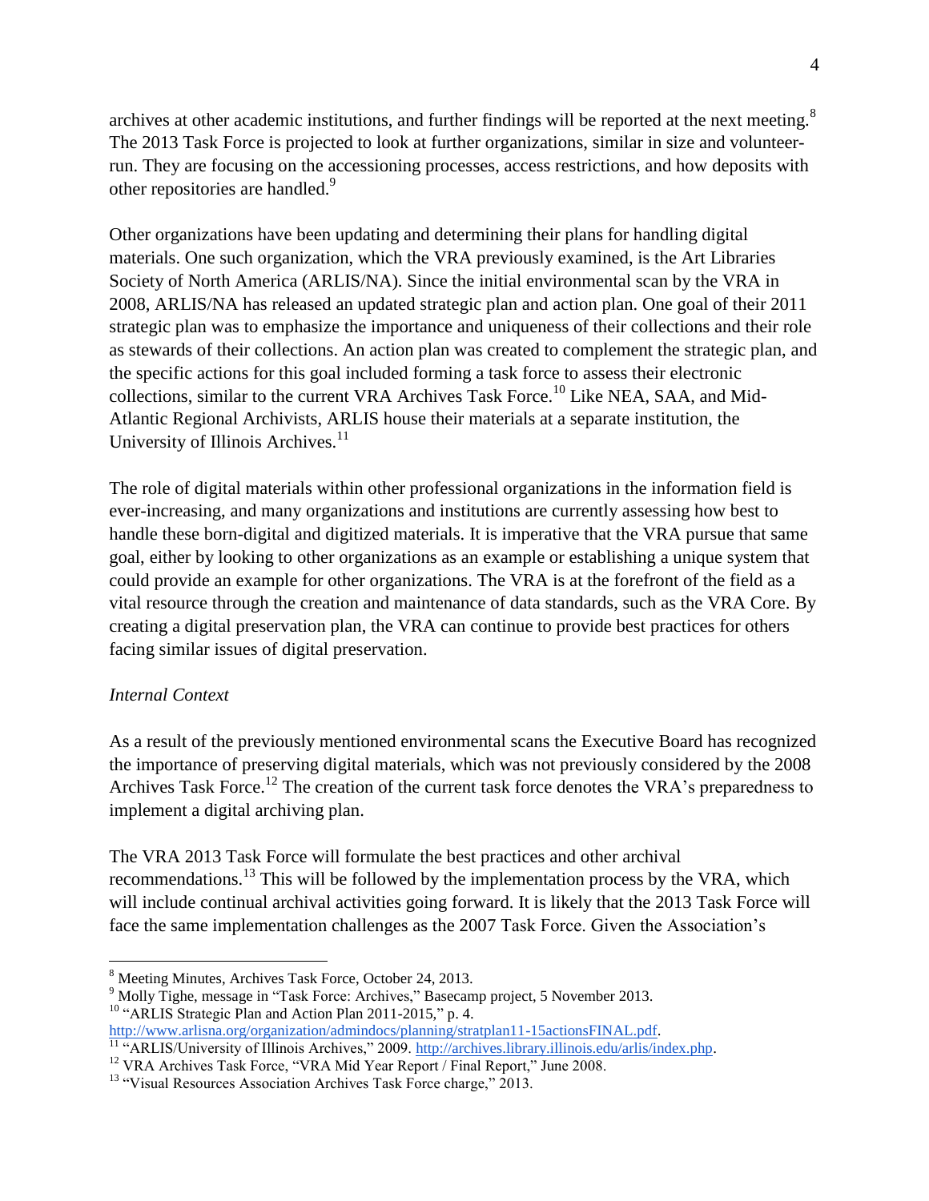archives at other academic institutions, and further findings will be reported at the next meeting.[8] The 2013 Task Force is projected to look at further organizations, similar in size and volunteer-run. They are focusing on the accessioning processes, access restrictions, and how deposits with other repositories are handled.[9]

Other organizations have been updating and determining their plans for handling digital materials. One such organization, which the VRA previously examined, is the Art Libraries Society of North America (ARLIS/NA). Since the initial environmental scan by the VRA in 2008, ARLIS/NA has released an updated strategic plan and action plan. One goal of their 2011 strategic plan was to emphasize the importance and uniqueness of their collections and their role as stewards of their collections. An action plan was created to complement the strategic plan, and the specific actions for this goal included forming a task force to assess their electronic collections, similar to the current VRA Archives Task Force.[10] Like NEA, SAA, and Mid-Atlantic Regional Archivists, ARLIS house their materials at a separate institution, the University of Illinois Archives.[11]

The role of digital materials within other professional organizations in the information field is ever-increasing, and many organizations and institutions are currently assessing how best to handle these born-digital and digitized materials. It is imperative that the VRA pursue that same goal, either by looking to other organizations as an example or establishing a unique system that could provide an example for other organizations. The VRA is at the forefront of the field as a vital resource through the creation and maintenance of data standards, such as the VRA Core. By creating a digital preservation plan, the VRA can continue to provide best practices for others facing similar issues of digital preservation.

*Internal Context*

As a result of the previously mentioned environmental scans the Executive Board has recognized the importance of preserving digital materials, which was not previously considered by the 2008 Archives Task Force.[12] The creation of the current task force denotes the VRA's preparedness to implement a digital archiving plan.

The VRA 2013 Task Force will formulate the best practices and other archival recommendations.[13] This will be followed by the implementation process by the VRA, which will include continual archival activities going forward. It is likely that the 2013 Task Force will face the same implementation challenges as the 2007 Task Force. Given the Association's

---

[8] Meeting Minutes, Archives Task Force, October 24, 2013.

[9] Molly Tighe, message in "Task Force: Archives," Basecamp project, 5 November 2013.

[10] "ARLIS Strategic Plan and Action Plan 2011-2015," p. 4. http://www.arlisna.org/organization/admindocs/planning/stratplan11-15actionsFINAL.pdf.

[11] "ARLIS/University of Illinois Archives," 2009. http://archives.library.illinois.edu/arlis/index.php.

[12] VRA Archives Task Force, "VRA Mid Year Report / Final Report," June 2008.

[13] "Visual Resources Association Archives Task Force charge," 2013.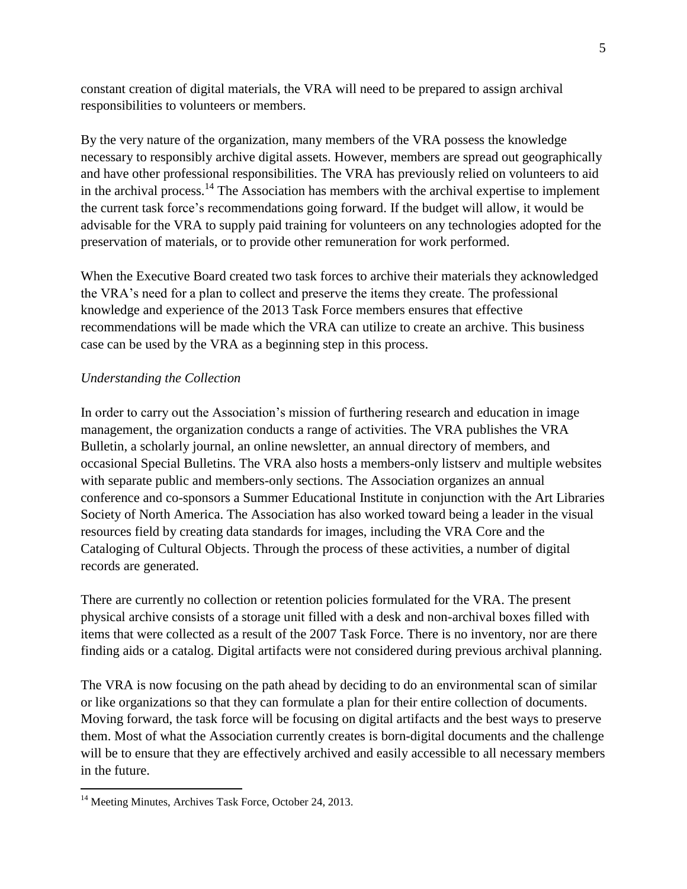constant creation of digital materials, the VRA will need to be prepared to assign archival responsibilities to volunteers or members.

By the very nature of the organization, many members of the VRA possess the knowledge necessary to responsibly archive digital assets. However, members are spread out geographically and have other professional responsibilities. The VRA has previously relied on volunteers to aid in the archival process.[14] The Association has members with the archival expertise to implement the current task force's recommendations going forward. If the budget will allow, it would be advisable for the VRA to supply paid training for volunteers on any technologies adopted for the preservation of materials, or to provide other remuneration for work performed.

When the Executive Board created two task forces to archive their materials they acknowledged the VRA's need for a plan to collect and preserve the items they create. The professional knowledge and experience of the 2013 Task Force members ensures that effective recommendations will be made which the VRA can utilize to create an archive. This business case can be used by the VRA as a beginning step in this process.

*Understanding the Collection*

In order to carry out the Association's mission of furthering research and education in image management, the organization conducts a range of activities. The VRA publishes the VRA Bulletin, a scholarly journal, an online newsletter, an annual directory of members, and occasional Special Bulletins. The VRA also hosts a members-only listserv and multiple websites with separate public and members-only sections. The Association organizes an annual conference and co-sponsors a Summer Educational Institute in conjunction with the Art Libraries Society of North America. The Association has also worked toward being a leader in the visual resources field by creating data standards for images, including the VRA Core and the Cataloging of Cultural Objects. Through the process of these activities, a number of digital records are generated.

There are currently no collection or retention policies formulated for the VRA. The present physical archive consists of a storage unit filled with a desk and non-archival boxes filled with items that were collected as a result of the 2007 Task Force. There is no inventory, nor are there finding aids or a catalog. Digital artifacts were not considered during previous archival planning.

The VRA is now focusing on the path ahead by deciding to do an environmental scan of similar or like organizations so that they can formulate a plan for their entire collection of documents. Moving forward, the task force will be focusing on digital artifacts and the best ways to preserve them. Most of what the Association currently creates is born-digital documents and the challenge will be to ensure that they are effectively archived and easily accessible to all necessary members in the future.

[14] Meeting Minutes, Archives Task Force, October 24, 2013.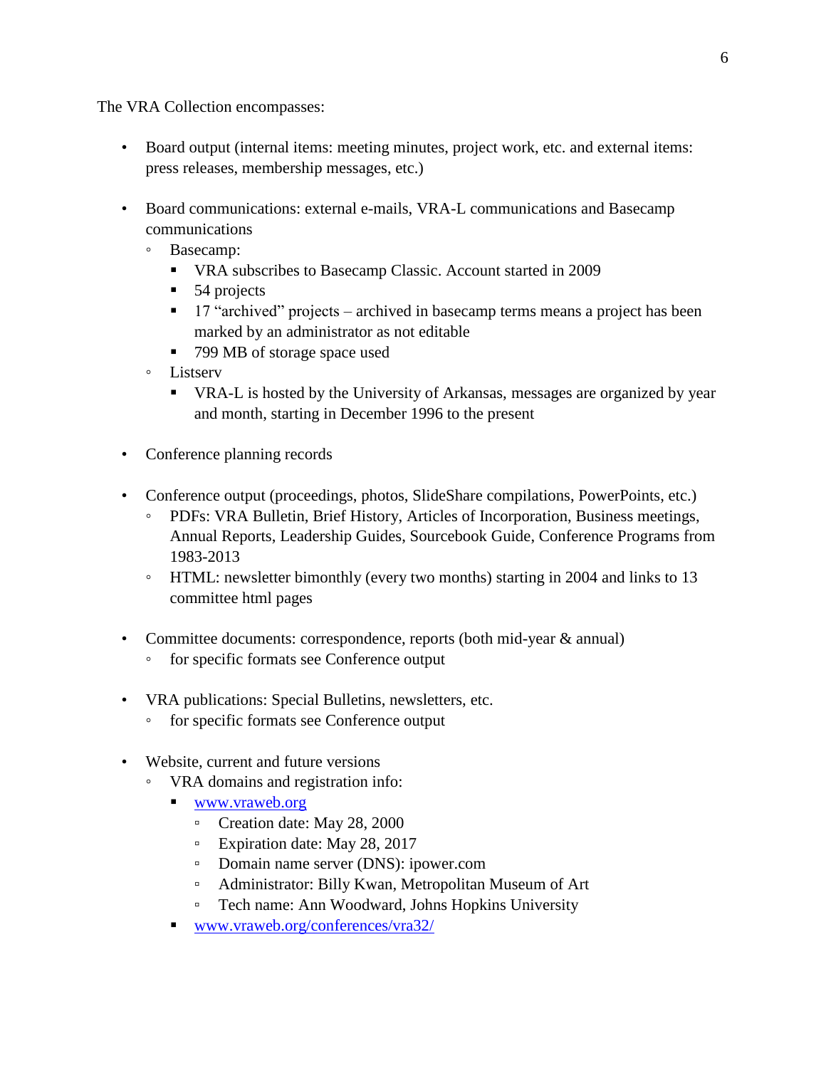The VRA Collection encompasses:

- Board output (internal items: meeting minutes, project work, etc. and external items: press releases, membership messages, etc.)

- Board communications: external e-mails, VRA-L communications and Basecamp communications
    - Basecamp:
        - VRA subscribes to Basecamp Classic. Account started in 2009
        - 54 projects
        - 17 "archived" projects – archived in basecamp terms means a project has been marked by an administrator as not editable
        - 799 MB of storage space used
    - Listserv
        - VRA-L is hosted by the University of Arkansas, messages are organized by year and month, starting in December 1996 to the present

- Conference planning records

- Conference output (proceedings, photos, SlideShare compilations, PowerPoints, etc.)
    - PDFs: VRA Bulletin, Brief History, Articles of Incorporation, Business meetings, Annual Reports, Leadership Guides, Sourcebook Guide, Conference Programs from 1983-2013
    - HTML: newsletter bimonthly (every two months) starting in 2004 and links to 13 committee html pages

- Committee documents: correspondence, reports (both mid-year & annual)
    - for specific formats see Conference output

- VRA publications: Special Bulletins, newsletters, etc.
    - for specific formats see Conference output

- Website, current and future versions
    - VRA domains and registration info:
        - [www.vraweb.org](http://www.vraweb.org)
            - Creation date: May 28, 2000
            - Expiration date: May 28, 2017
            - Domain name server (DNS): ipower.com
            - Administrator: Billy Kwan, Metropolitan Museum of Art
            - Tech name: Ann Woodward, Johns Hopkins University
        - [www.vraweb.org/conferences/vra32/](http://www.vraweb.org/conferences/vra32/)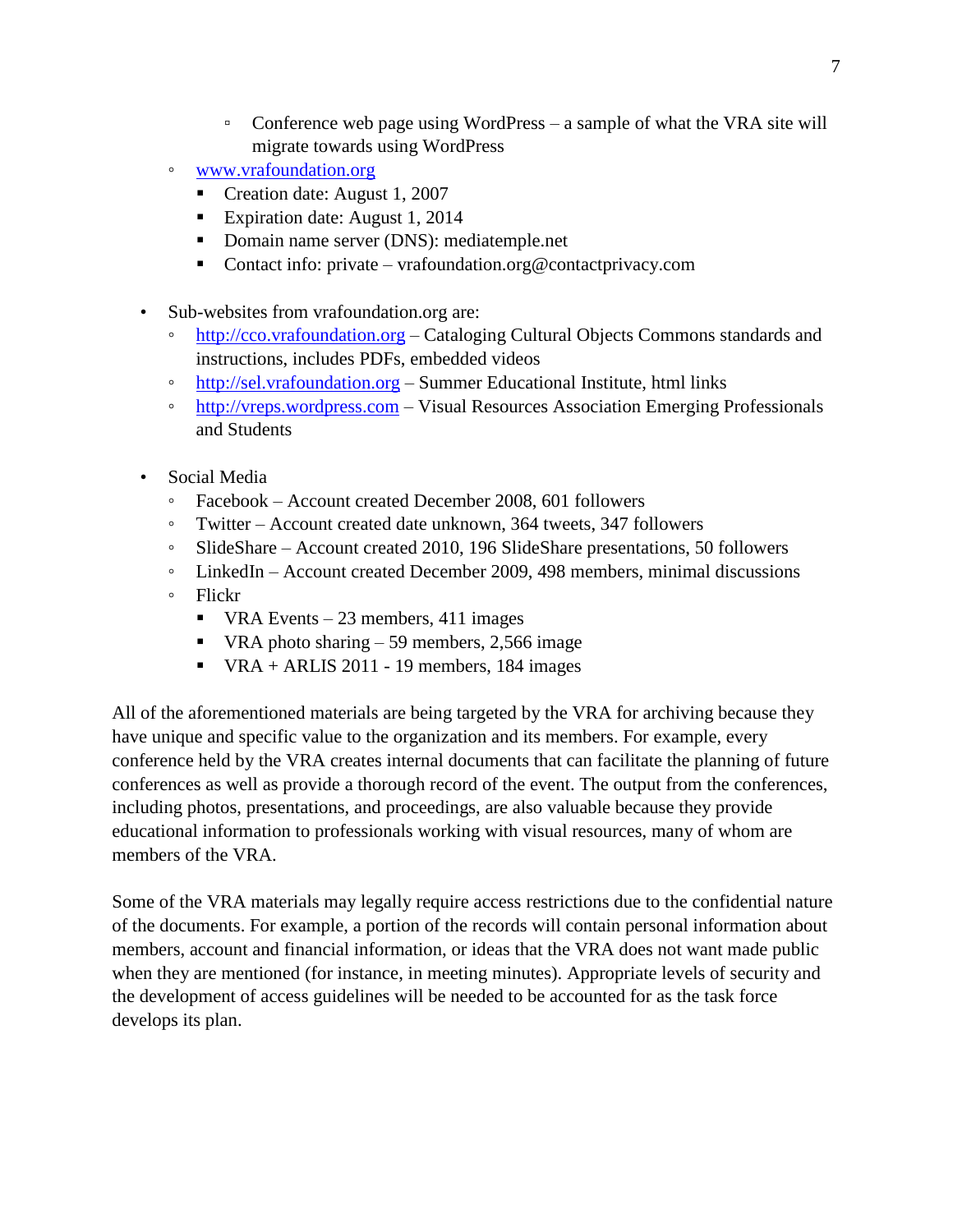- Conference web page using WordPress – a sample of what the VRA site will migrate towards using WordPress
    - [www.vrafoundation.org](http://www.vrafoundation.org)
        - Creation date: August 1, 2007
        - Expiration date: August 1, 2014
        - Domain name server (DNS): mediatemple.net
        - Contact info: private – vrafoundation.org@contactprivacy.com

- Sub-websites from vrafoundation.org are:
    - [http://cco.vrafoundation.org](http://cco.vrafoundation.org) – Cataloging Cultural Objects Commons standards and instructions, includes PDFs, embedded videos
    - [http://sel.vrafoundation.org](http://sel.vrafoundation.org) – Summer Educational Institute, html links
    - [http://vreps.wordpress.com](http://vreps.wordpress.com) – Visual Resources Association Emerging Professionals and Students

- Social Media
    - Facebook – Account created December 2008, 601 followers
    - Twitter – Account created date unknown, 364 tweets, 347 followers
    - SlideShare – Account created 2010, 196 SlideShare presentations, 50 followers
    - LinkedIn – Account created December 2009, 498 members, minimal discussions
    - Flickr
        - VRA Events – 23 members, 411 images
        - VRA photo sharing – 59 members, 2,566 image
        - VRA + ARLIS 2011 - 19 members, 184 images

All of the aforementioned materials are being targeted by the VRA for archiving because they have unique and specific value to the organization and its members. For example, every conference held by the VRA creates internal documents that can facilitate the planning of future conferences as well as provide a thorough record of the event. The output from the conferences, including photos, presentations, and proceedings, are also valuable because they provide educational information to professionals working with visual resources, many of whom are members of the VRA.

Some of the VRA materials may legally require access restrictions due to the confidential nature of the documents. For example, a portion of the records will contain personal information about members, account and financial information, or ideas that the VRA does not want made public when they are mentioned (for instance, in meeting minutes). Appropriate levels of security and the development of access guidelines will be needed to be accounted for as the task force develops its plan.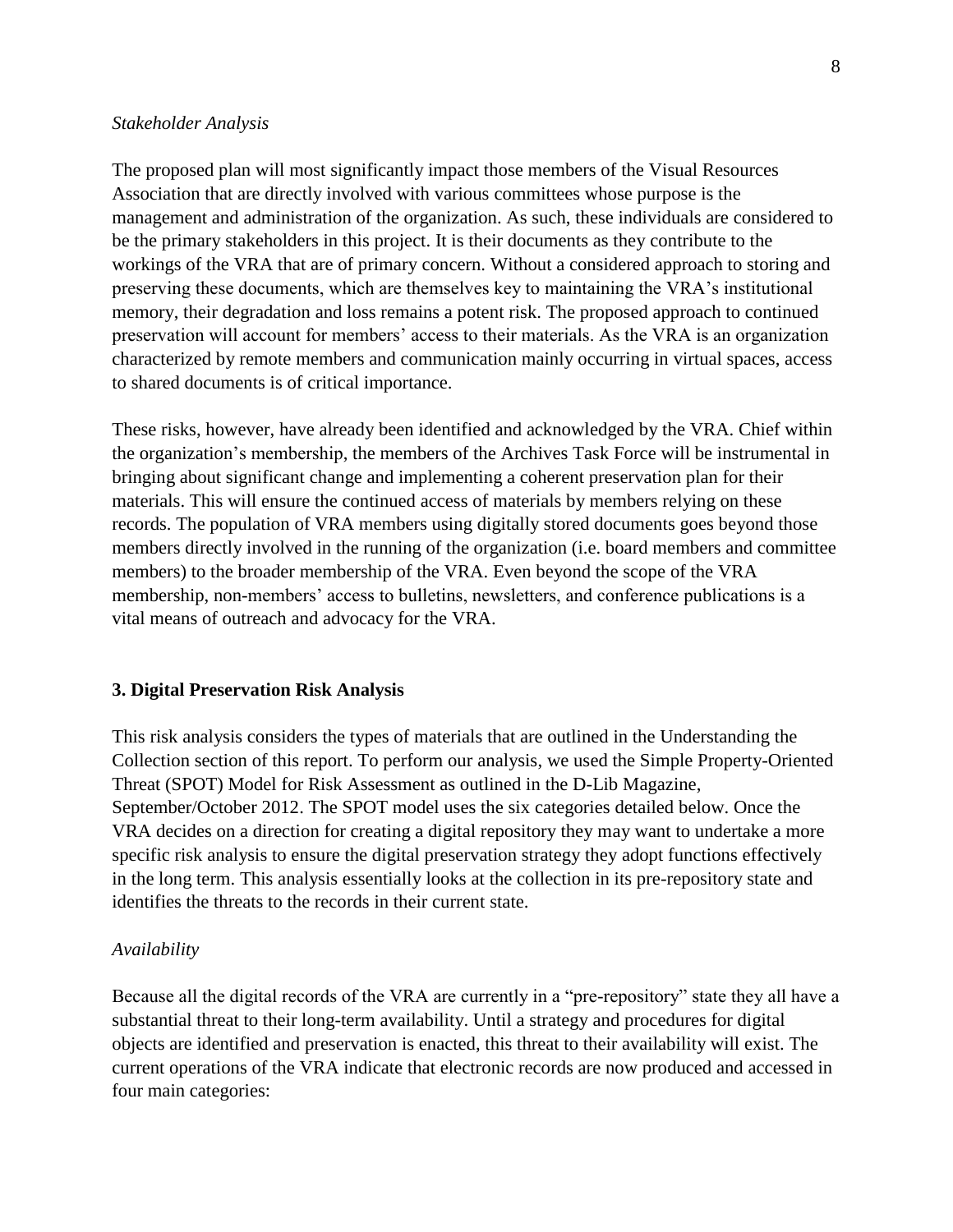*Stakeholder Analysis*

The proposed plan will most significantly impact those members of the Visual Resources Association that are directly involved with various committees whose purpose is the management and administration of the organization. As such, these individuals are considered to be the primary stakeholders in this project. It is their documents as they contribute to the workings of the VRA that are of primary concern. Without a considered approach to storing and preserving these documents, which are themselves key to maintaining the VRA's institutional memory, their degradation and loss remains a potent risk. The proposed approach to continued preservation will account for members' access to their materials. As the VRA is an organization characterized by remote members and communication mainly occurring in virtual spaces, access to shared documents is of critical importance.

These risks, however, have already been identified and acknowledged by the VRA. Chief within the organization's membership, the members of the Archives Task Force will be instrumental in bringing about significant change and implementing a coherent preservation plan for their materials. This will ensure the continued access of materials by members relying on these records. The population of VRA members using digitally stored documents goes beyond those members directly involved in the running of the organization (i.e. board members and committee members) to the broader membership of the VRA. Even beyond the scope of the VRA membership, non-members' access to bulletins, newsletters, and conference publications is a vital means of outreach and advocacy for the VRA.

**3. Digital Preservation Risk Analysis**

This risk analysis considers the types of materials that are outlined in the Understanding the Collection section of this report. To perform our analysis, we used the Simple Property-Oriented Threat (SPOT) Model for Risk Assessment as outlined in the D-Lib Magazine, September/October 2012. The SPOT model uses the six categories detailed below. Once the VRA decides on a direction for creating a digital repository they may want to undertake a more specific risk analysis to ensure the digital preservation strategy they adopt functions effectively in the long term. This analysis essentially looks at the collection in its pre-repository state and identifies the threats to the records in their current state.

*Availability*

Because all the digital records of the VRA are currently in a "pre-repository" state they all have a substantial threat to their long-term availability. Until a strategy and procedures for digital objects are identified and preservation is enacted, this threat to their availability will exist. The current operations of the VRA indicate that electronic records are now produced and accessed in four main categories: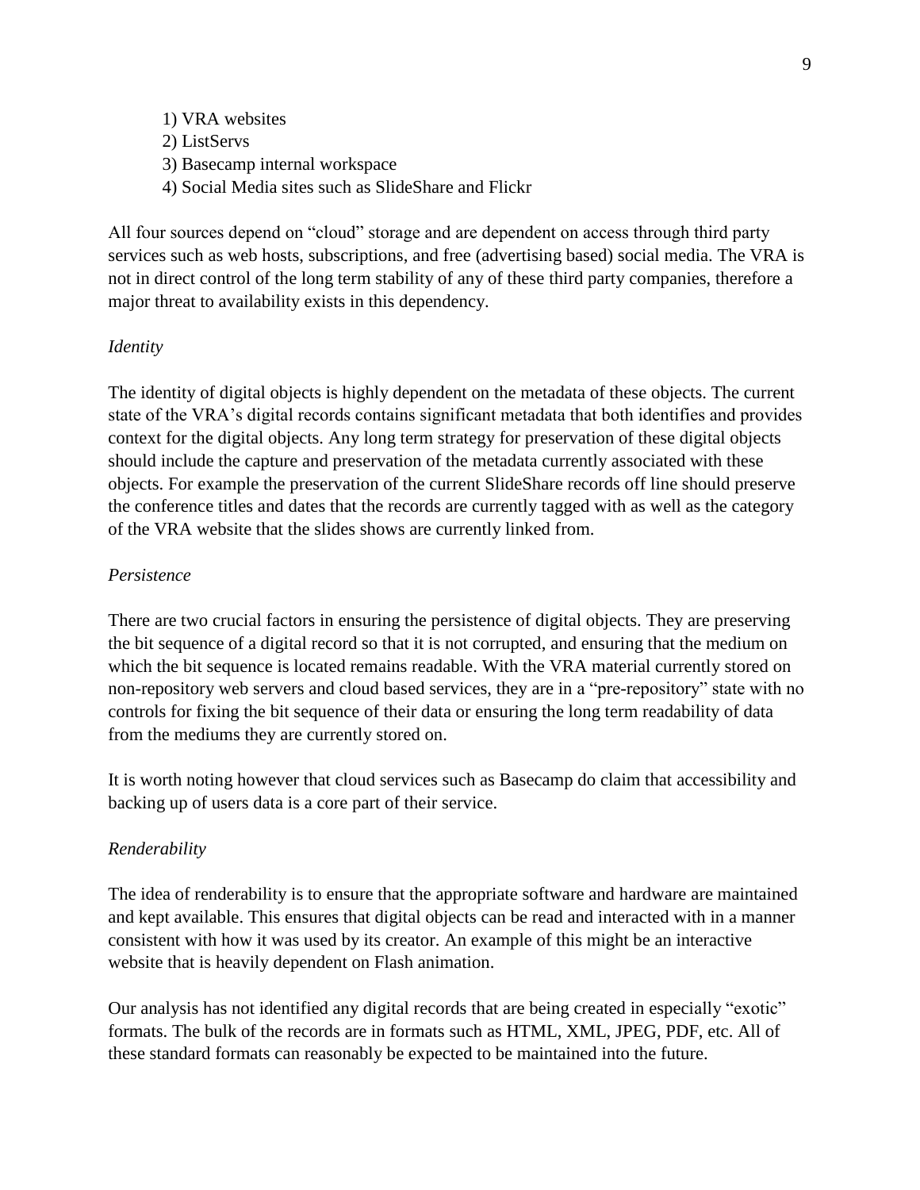1) VRA websites
2) ListServs
3) Basecamp internal workspace
4) Social Media sites such as SlideShare and Flickr

All four sources depend on "cloud" storage and are dependent on access through third party services such as web hosts, subscriptions, and free (advertising based) social media. The VRA is not in direct control of the long term stability of any of these third party companies, therefore a major threat to availability exists in this dependency.

*Identity*

The identity of digital objects is highly dependent on the metadata of these objects. The current state of the VRA's digital records contains significant metadata that both identifies and provides context for the digital objects. Any long term strategy for preservation of these digital objects should include the capture and preservation of the metadata currently associated with these objects. For example the preservation of the current SlideShare records off line should preserve the conference titles and dates that the records are currently tagged with as well as the category of the VRA website that the slides shows are currently linked from.

*Persistence*

There are two crucial factors in ensuring the persistence of digital objects. They are preserving the bit sequence of a digital record so that it is not corrupted, and ensuring that the medium on which the bit sequence is located remains readable. With the VRA material currently stored on non-repository web servers and cloud based services, they are in a "pre-repository" state with no controls for fixing the bit sequence of their data or ensuring the long term readability of data from the mediums they are currently stored on.

It is worth noting however that cloud services such as Basecamp do claim that accessibility and backing up of users data is a core part of their service.

*Renderability*

The idea of renderability is to ensure that the appropriate software and hardware are maintained and kept available. This ensures that digital objects can be read and interacted with in a manner consistent with how it was used by its creator. An example of this might be an interactive website that is heavily dependent on Flash animation.

Our analysis has not identified any digital records that are being created in especially "exotic" formats. The bulk of the records are in formats such as HTML, XML, JPEG, PDF, etc. All of these standard formats can reasonably be expected to be maintained into the future.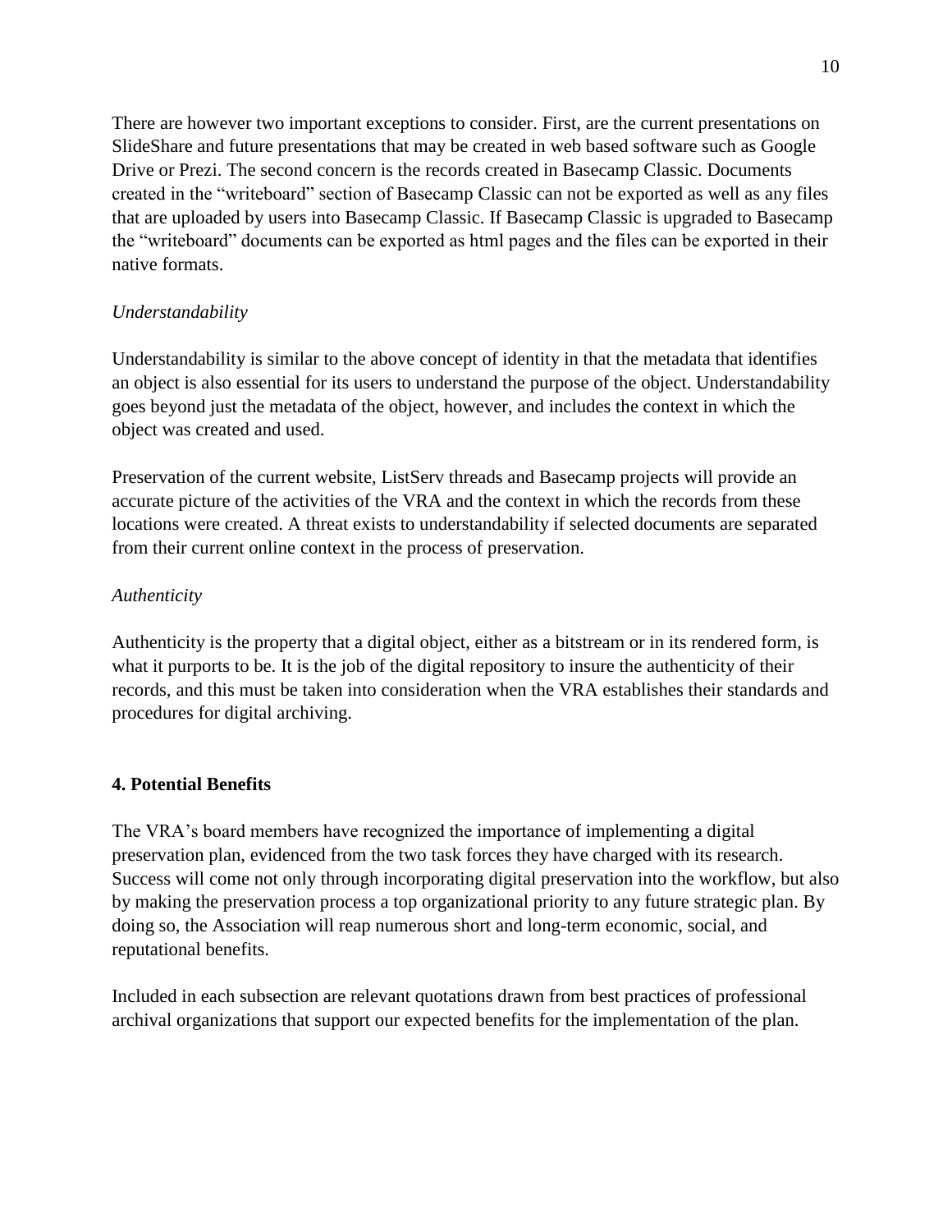There are however two important exceptions to consider. First, are the current presentations on SlideShare and future presentations that may be created in web based software such as Google Drive or Prezi. The second concern is the records created in Basecamp Classic. Documents created in the "writeboard" section of Basecamp Classic can not be exported as well as any files that are uploaded by users into Basecamp Classic. If Basecamp Classic is upgraded to Basecamp the "writeboard" documents can be exported as html pages and the files can be exported in their native formats.

*Understandability*

Understandability is similar to the above concept of identity in that the metadata that identifies an object is also essential for its users to understand the purpose of the object. Understandability goes beyond just the metadata of the object, however, and includes the context in which the object was created and used.

Preservation of the current website, ListServ threads and Basecamp projects will provide an accurate picture of the activities of the VRA and the context in which the records from these locations were created. A threat exists to understandability if selected documents are separated from their current online context in the process of preservation.

*Authenticity*

Authenticity is the property that a digital object, either as a bitstream or in its rendered form, is what it purports to be. It is the job of the digital repository to insure the authenticity of their records, and this must be taken into consideration when the VRA establishes their standards and procedures for digital archiving.

## 4. Potential Benefits

The VRA's board members have recognized the importance of implementing a digital preservation plan, evidenced from the two task forces they have charged with its research. Success will come not only through incorporating digital preservation into the workflow, but also by making the preservation process a top organizational priority to any future strategic plan. By doing so, the Association will reap numerous short and long-term economic, social, and reputational benefits.

Included in each subsection are relevant quotations drawn from best practices of professional archival organizations that support our expected benefits for the implementation of the plan.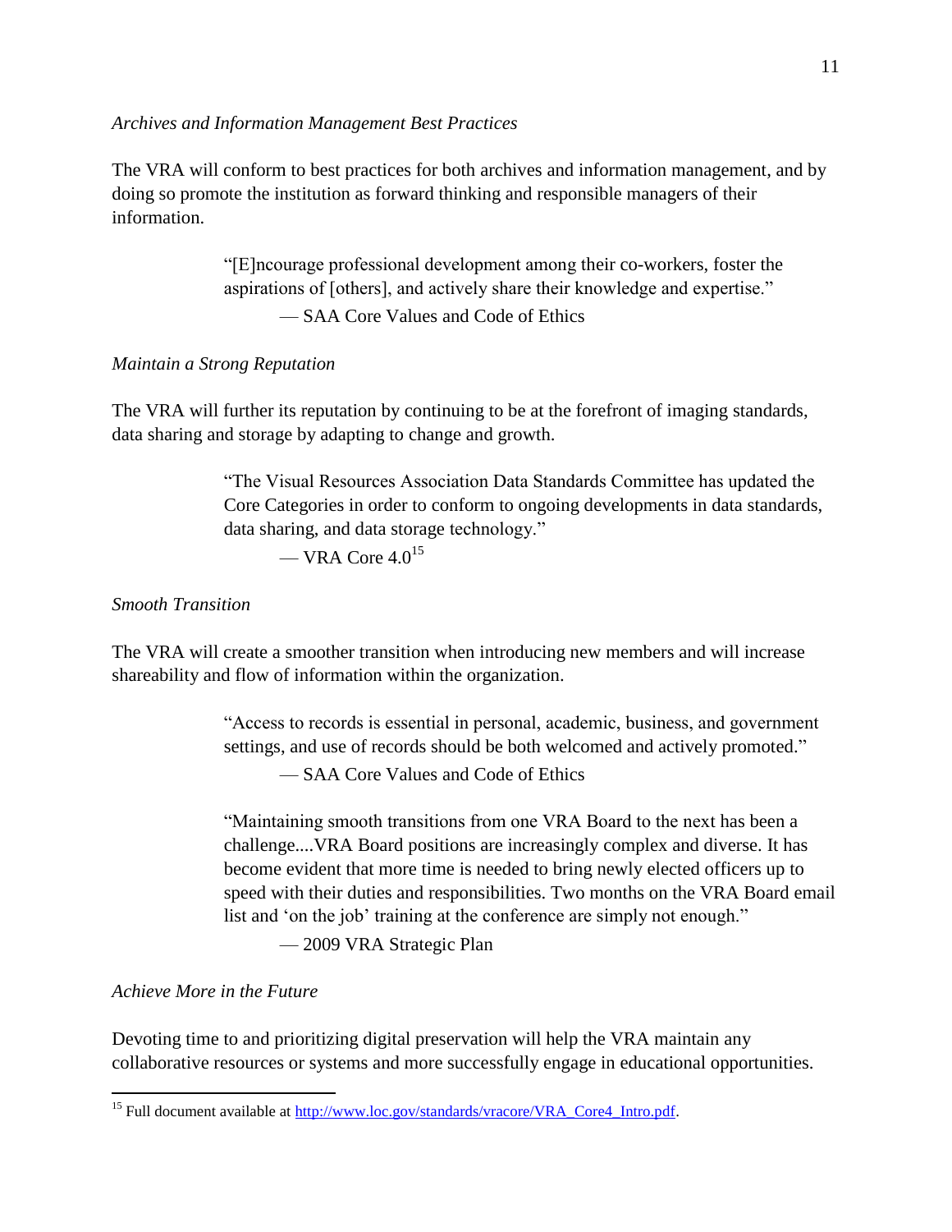*Archives and Information Management Best Practices*

The VRA will conform to best practices for both archives and information management, and by doing so promote the institution as forward thinking and responsible managers of their information.

> "[E]ncourage professional development among their co-workers, foster the aspirations of [others], and actively share their knowledge and expertise."
>
> — SAA Core Values and Code of Ethics

*Maintain a Strong Reputation*

The VRA will further its reputation by continuing to be at the forefront of imaging standards, data sharing and storage by adapting to change and growth.

> "The Visual Resources Association Data Standards Committee has updated the Core Categories in order to conform to ongoing developments in data standards, data sharing, and data storage technology."
>
> — VRA Core 4.0[15]

*Smooth Transition*

The VRA will create a smoother transition when introducing new members and will increase shareability and flow of information within the organization.

> "Access to records is essential in personal, academic, business, and government settings, and use of records should be both welcomed and actively promoted."
>
> — SAA Core Values and Code of Ethics

> "Maintaining smooth transitions from one VRA Board to the next has been a challenge....VRA Board positions are increasingly complex and diverse. It has become evident that more time is needed to bring newly elected officers up to speed with their duties and responsibilities. Two months on the VRA Board email list and 'on the job' training at the conference are simply not enough."
>
> — 2009 VRA Strategic Plan

*Achieve More in the Future*

Devoting time to and prioritizing digital preservation will help the VRA maintain any collaborative resources or systems and more successfully engage in educational opportunities.

---

[15] Full document available at http://www.loc.gov/standards/vracore/VRA_Core4_Intro.pdf.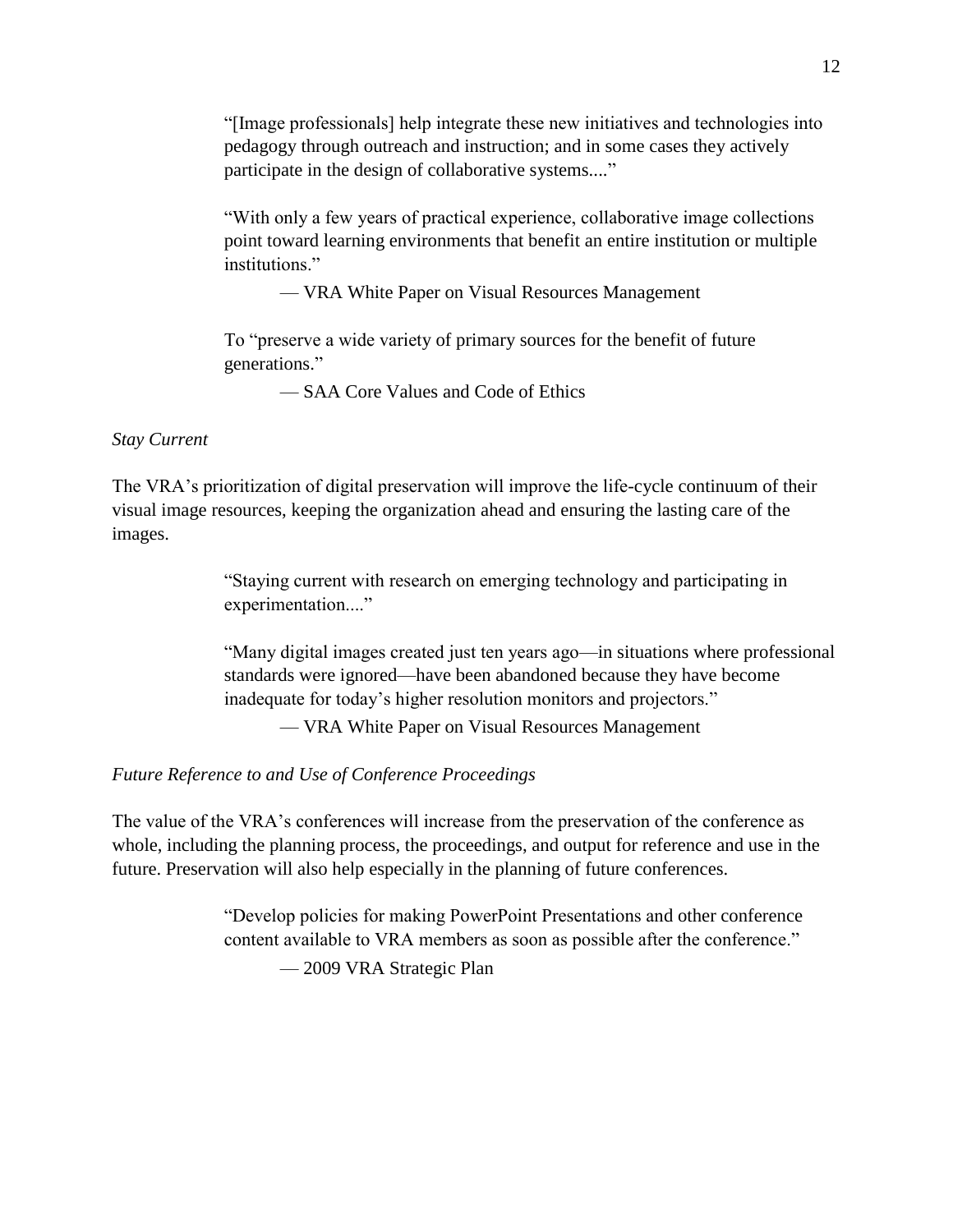> "[Image professionals] help integrate these new initiatives and technologies into pedagogy through outreach and instruction; and in some cases they actively participate in the design of collaborative systems...."
>
> "With only a few years of practical experience, collaborative image collections point toward learning environments that benefit an entire institution or multiple institutions."
>
> — VRA White Paper on Visual Resources Management

> To "preserve a wide variety of primary sources for the benefit of future generations."
>
> — SAA Core Values and Code of Ethics

*Stay Current*

The VRA's prioritization of digital preservation will improve the life-cycle continuum of their visual image resources, keeping the organization ahead and ensuring the lasting care of the images.

> "Staying current with research on emerging technology and participating in experimentation...."
>
> "Many digital images created just ten years ago—in situations where professional standards were ignored—have been abandoned because they have become inadequate for today's higher resolution monitors and projectors."
>
> — VRA White Paper on Visual Resources Management

*Future Reference to and Use of Conference Proceedings*

The value of the VRA's conferences will increase from the preservation of the conference as whole, including the planning process, the proceedings, and output for reference and use in the future. Preservation will also help especially in the planning of future conferences.

> "Develop policies for making PowerPoint Presentations and other conference content available to VRA members as soon as possible after the conference."
>
> — 2009 VRA Strategic Plan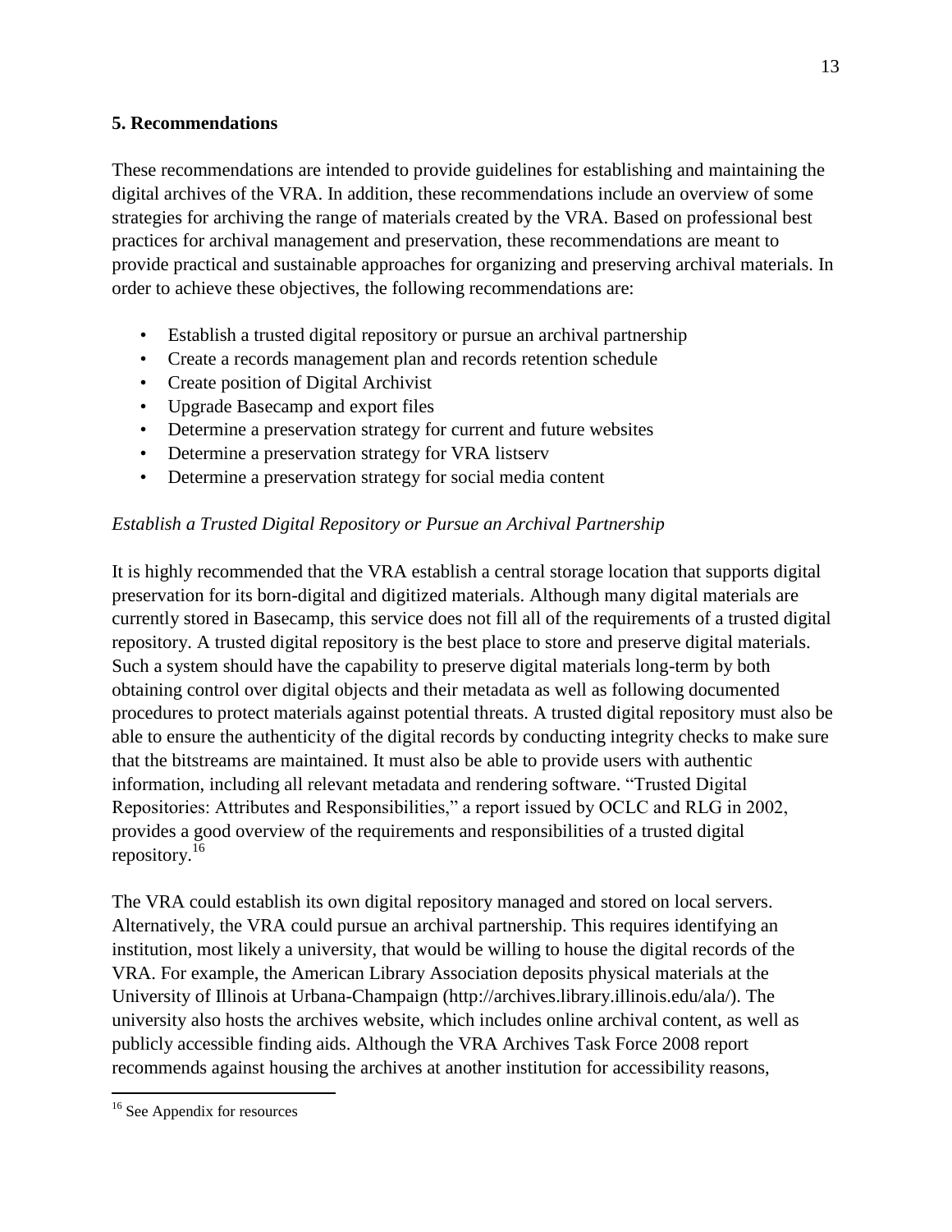## 5. Recommendations

These recommendations are intended to provide guidelines for establishing and maintaining the digital archives of the VRA. In addition, these recommendations include an overview of some strategies for archiving the range of materials created by the VRA. Based on professional best practices for archival management and preservation, these recommendations are meant to provide practical and sustainable approaches for organizing and preserving archival materials. In order to achieve these objectives, the following recommendations are:

- Establish a trusted digital repository or pursue an archival partnership
- Create a records management plan and records retention schedule
- Create position of Digital Archivist
- Upgrade Basecamp and export files
- Determine a preservation strategy for current and future websites
- Determine a preservation strategy for VRA listserv
- Determine a preservation strategy for social media content

*Establish a Trusted Digital Repository or Pursue an Archival Partnership*

It is highly recommended that the VRA establish a central storage location that supports digital preservation for its born-digital and digitized materials. Although many digital materials are currently stored in Basecamp, this service does not fill all of the requirements of a trusted digital repository. A trusted digital repository is the best place to store and preserve digital materials. Such a system should have the capability to preserve digital materials long-term by both obtaining control over digital objects and their metadata as well as following documented procedures to protect materials against potential threats. A trusted digital repository must also be able to ensure the authenticity of the digital records by conducting integrity checks to make sure that the bitstreams are maintained. It must also be able to provide users with authentic information, including all relevant metadata and rendering software. "Trusted Digital Repositories: Attributes and Responsibilities," a report issued by OCLC and RLG in 2002, provides a good overview of the requirements and responsibilities of a trusted digital repository.[16]

The VRA could establish its own digital repository managed and stored on local servers. Alternatively, the VRA could pursue an archival partnership. This requires identifying an institution, most likely a university, that would be willing to house the digital records of the VRA. For example, the American Library Association deposits physical materials at the University of Illinois at Urbana-Champaign (http://archives.library.illinois.edu/ala/). The university also hosts the archives website, which includes online archival content, as well as publicly accessible finding aids. Although the VRA Archives Task Force 2008 report recommends against housing the archives at another institution for accessibility reasons,

[16] See Appendix for resources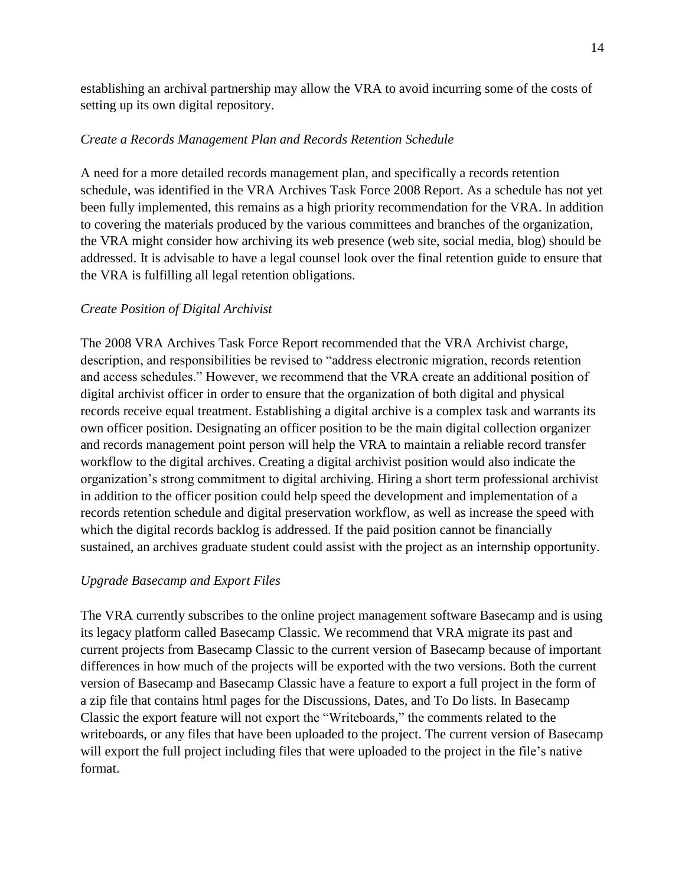establishing an archival partnership may allow the VRA to avoid incurring some of the costs of setting up its own digital repository.

### *Create a Records Management Plan and Records Retention Schedule*

A need for a more detailed records management plan, and specifically a records retention schedule, was identified in the VRA Archives Task Force 2008 Report. As a schedule has not yet been fully implemented, this remains as a high priority recommendation for the VRA. In addition to covering the materials produced by the various committees and branches of the organization, the VRA might consider how archiving its web presence (web site, social media, blog) should be addressed. It is advisable to have a legal counsel look over the final retention guide to ensure that the VRA is fulfilling all legal retention obligations.

### *Create Position of Digital Archivist*

The 2008 VRA Archives Task Force Report recommended that the VRA Archivist charge, description, and responsibilities be revised to "address electronic migration, records retention and access schedules." However, we recommend that the VRA create an additional position of digital archivist officer in order to ensure that the organization of both digital and physical records receive equal treatment. Establishing a digital archive is a complex task and warrants its own officer position. Designating an officer position to be the main digital collection organizer and records management point person will help the VRA to maintain a reliable record transfer workflow to the digital archives. Creating a digital archivist position would also indicate the organization's strong commitment to digital archiving. Hiring a short term professional archivist in addition to the officer position could help speed the development and implementation of a records retention schedule and digital preservation workflow, as well as increase the speed with which the digital records backlog is addressed. If the paid position cannot be financially sustained, an archives graduate student could assist with the project as an internship opportunity.

### *Upgrade Basecamp and Export Files*

The VRA currently subscribes to the online project management software Basecamp and is using its legacy platform called Basecamp Classic. We recommend that VRA migrate its past and current projects from Basecamp Classic to the current version of Basecamp because of important differences in how much of the projects will be exported with the two versions. Both the current version of Basecamp and Basecamp Classic have a feature to export a full project in the form of a zip file that contains html pages for the Discussions, Dates, and To Do lists. In Basecamp Classic the export feature will not export the "Writeboards," the comments related to the writeboards, or any files that have been uploaded to the project. The current version of Basecamp will export the full project including files that were uploaded to the project in the file's native format.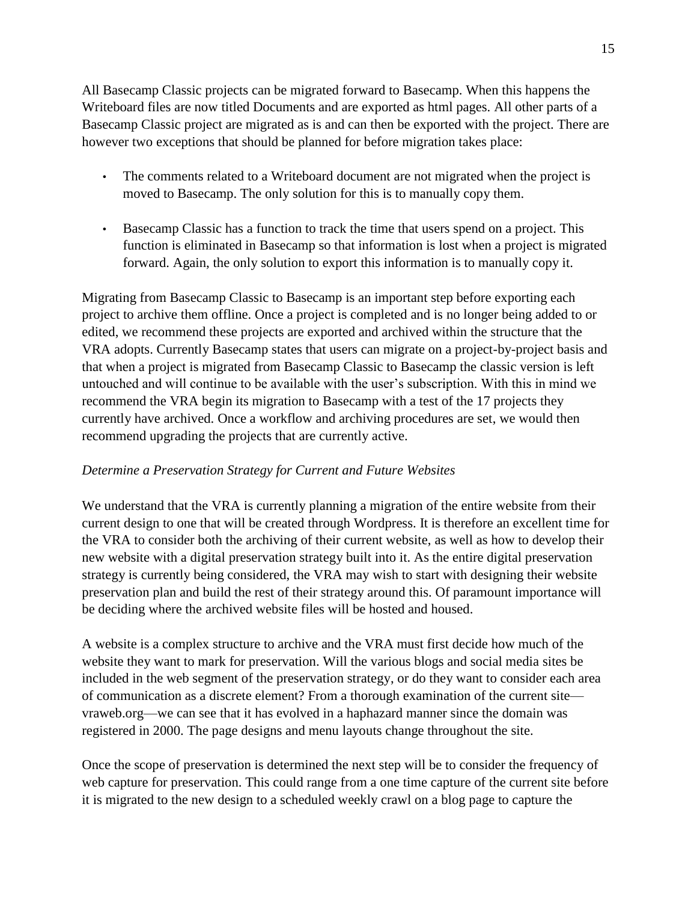All Basecamp Classic projects can be migrated forward to Basecamp. When this happens the Writeboard files are now titled Documents and are exported as html pages. All other parts of a Basecamp Classic project are migrated as is and can then be exported with the project. There are however two exceptions that should be planned for before migration takes place:

- The comments related to a Writeboard document are not migrated when the project is moved to Basecamp. The only solution for this is to manually copy them.

- Basecamp Classic has a function to track the time that users spend on a project. This function is eliminated in Basecamp so that information is lost when a project is migrated forward. Again, the only solution to export this information is to manually copy it.

Migrating from Basecamp Classic to Basecamp is an important step before exporting each project to archive them offline. Once a project is completed and is no longer being added to or edited, we recommend these projects are exported and archived within the structure that the VRA adopts. Currently Basecamp states that users can migrate on a project-by-project basis and that when a project is migrated from Basecamp Classic to Basecamp the classic version is left untouched and will continue to be available with the user's subscription. With this in mind we recommend the VRA begin its migration to Basecamp with a test of the 17 projects they currently have archived. Once a workflow and archiving procedures are set, we would then recommend upgrading the projects that are currently active.

*Determine a Preservation Strategy for Current and Future Websites*

We understand that the VRA is currently planning a migration of the entire website from their current design to one that will be created through Wordpress. It is therefore an excellent time for the VRA to consider both the archiving of their current website, as well as how to develop their new website with a digital preservation strategy built into it. As the entire digital preservation strategy is currently being considered, the VRA may wish to start with designing their website preservation plan and build the rest of their strategy around this. Of paramount importance will be deciding where the archived website files will be hosted and housed.

A website is a complex structure to archive and the VRA must first decide how much of the website they want to mark for preservation. Will the various blogs and social media sites be included in the web segment of the preservation strategy, or do they want to consider each area of communication as a discrete element? From a thorough examination of the current site—vraweb.org—we can see that it has evolved in a haphazard manner since the domain was registered in 2000. The page designs and menu layouts change throughout the site.

Once the scope of preservation is determined the next step will be to consider the frequency of web capture for preservation. This could range from a one time capture of the current site before it is migrated to the new design to a scheduled weekly crawl on a blog page to capture the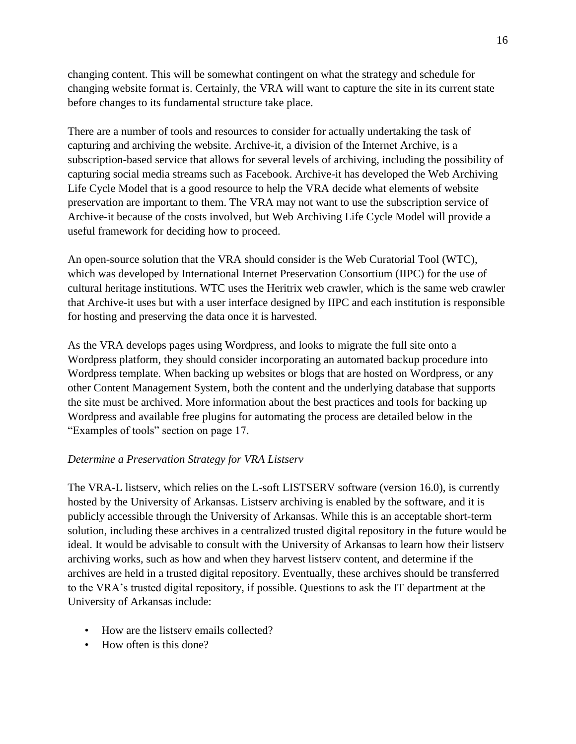changing content. This will be somewhat contingent on what the strategy and schedule for changing website format is. Certainly, the VRA will want to capture the site in its current state before changes to its fundamental structure take place.

There are a number of tools and resources to consider for actually undertaking the task of capturing and archiving the website. Archive-it, a division of the Internet Archive, is a subscription-based service that allows for several levels of archiving, including the possibility of capturing social media streams such as Facebook. Archive-it has developed the Web Archiving Life Cycle Model that is a good resource to help the VRA decide what elements of website preservation are important to them. The VRA may not want to use the subscription service of Archive-it because of the costs involved, but Web Archiving Life Cycle Model will provide a useful framework for deciding how to proceed.

An open-source solution that the VRA should consider is the Web Curatorial Tool (WTC), which was developed by International Internet Preservation Consortium (IIPC) for the use of cultural heritage institutions. WTC uses the Heritrix web crawler, which is the same web crawler that Archive-it uses but with a user interface designed by IIPC and each institution is responsible for hosting and preserving the data once it is harvested.

As the VRA develops pages using Wordpress, and looks to migrate the full site onto a Wordpress platform, they should consider incorporating an automated backup procedure into Wordpress template. When backing up websites or blogs that are hosted on Wordpress, or any other Content Management System, both the content and the underlying database that supports the site must be archived. More information about the best practices and tools for backing up Wordpress and available free plugins for automating the process are detailed below in the "Examples of tools" section on page 17.

*Determine a Preservation Strategy for VRA Listserv*

The VRA-L listserv, which relies on the L-soft LISTSERV software (version 16.0), is currently hosted by the University of Arkansas. Listserv archiving is enabled by the software, and it is publicly accessible through the University of Arkansas. While this is an acceptable short-term solution, including these archives in a centralized trusted digital repository in the future would be ideal. It would be advisable to consult with the University of Arkansas to learn how their listserv archiving works, such as how and when they harvest listserv content, and determine if the archives are held in a trusted digital repository. Eventually, these archives should be transferred to the VRA's trusted digital repository, if possible. Questions to ask the IT department at the University of Arkansas include:

- How are the listserv emails collected?
- How often is this done?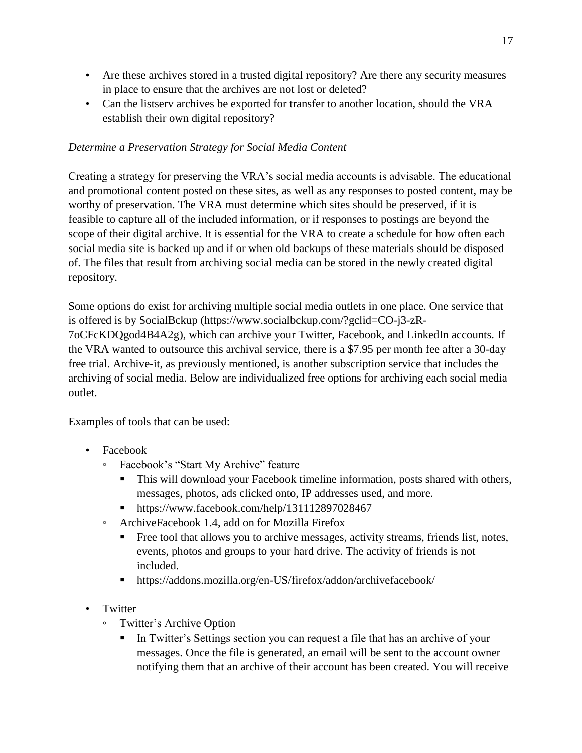- Are these archives stored in a trusted digital repository? Are there any security measures in place to ensure that the archives are not lost or deleted?
- Can the listserv archives be exported for transfer to another location, should the VRA establish their own digital repository?

*Determine a Preservation Strategy for Social Media Content*

Creating a strategy for preserving the VRA's social media accounts is advisable. The educational and promotional content posted on these sites, as well as any responses to posted content, may be worthy of preservation. The VRA must determine which sites should be preserved, if it is feasible to capture all of the included information, or if responses to postings are beyond the scope of their digital archive. It is essential for the VRA to create a schedule for how often each social media site is backed up and if or when old backups of these materials should be disposed of. The files that result from archiving social media can be stored in the newly created digital repository.

Some options do exist for archiving multiple social media outlets in one place. One service that is offered is by SocialBckup (https://www.socialbckup.com/?gclid=CO-j3-zR-7oCFcKDQgod4B4A2g), which can archive your Twitter, Facebook, and LinkedIn accounts. If the VRA wanted to outsource this archival service, there is a $7.95 per month fee after a 30-day free trial. Archive-it, as previously mentioned, is another subscription service that includes the archiving of social media. Below are individualized free options for archiving each social media outlet.

Examples of tools that can be used:

- Facebook
  - Facebook's "Start My Archive" feature
    - This will download your Facebook timeline information, posts shared with others, messages, photos, ads clicked onto, IP addresses used, and more.
    - https://www.facebook.com/help/131112897028467
  - ArchiveFacebook 1.4, add on for Mozilla Firefox
    - Free tool that allows you to archive messages, activity streams, friends list, notes, events, photos and groups to your hard drive. The activity of friends is not included.
    - https://addons.mozilla.org/en-US/firefox/addon/archivefacebook/

- Twitter
  - Twitter's Archive Option
    - In Twitter's Settings section you can request a file that has an archive of your messages. Once the file is generated, an email will be sent to the account owner notifying them that an archive of their account has been created. You will receive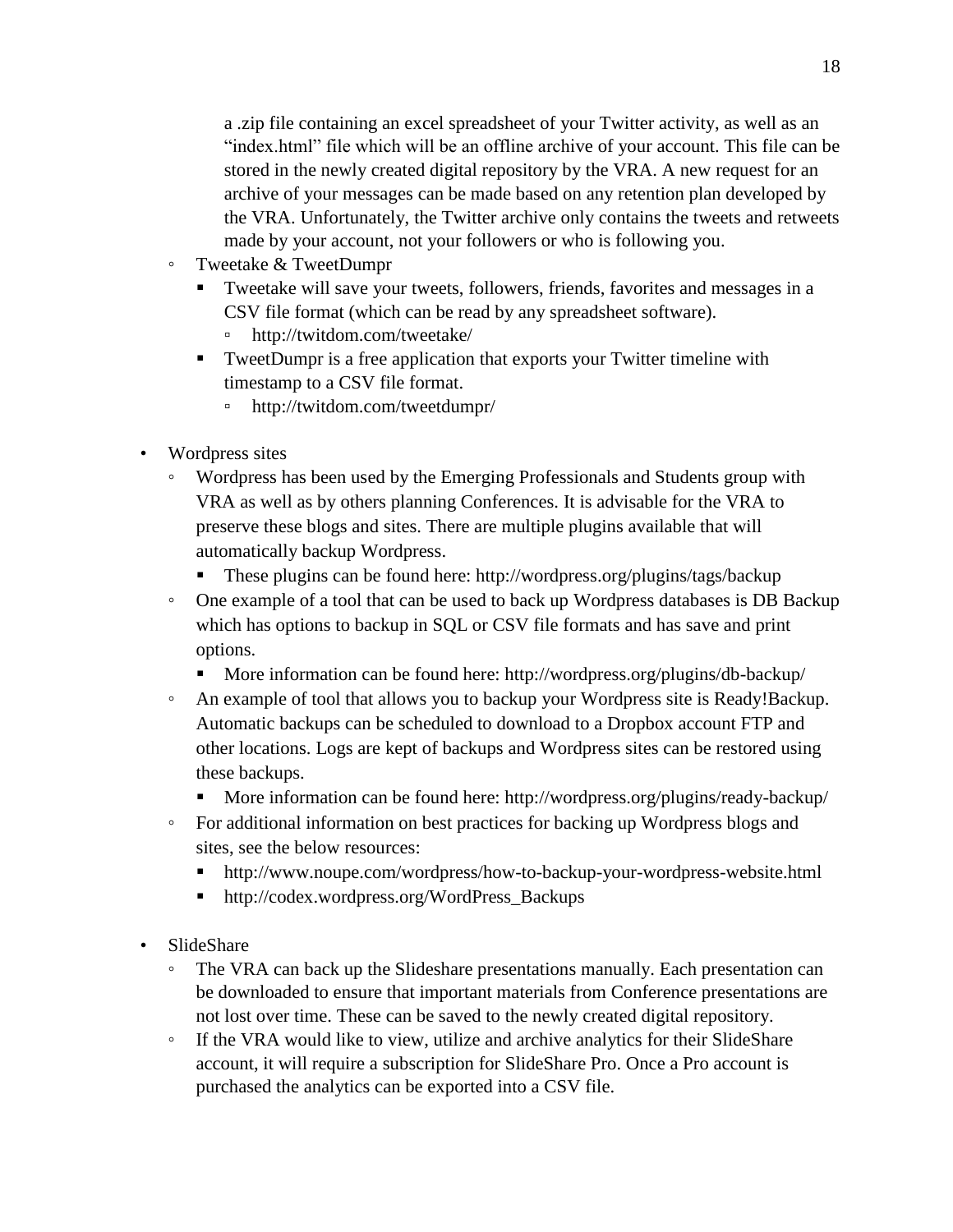a .zip file containing an excel spreadsheet of your Twitter activity, as well as an "index.html" file which will be an offline archive of your account. This file can be stored in the newly created digital repository by the VRA. A new request for an archive of your messages can be made based on any retention plan developed by the VRA. Unfortunately, the Twitter archive only contains the tweets and retweets made by your account, not your followers or who is following you.

- Tweetake & TweetDumpr
    - Tweetake will save your tweets, followers, friends, favorites and messages in a CSV file format (which can be read by any spreadsheet software).
        - http://twitdom.com/tweetake/
    - TweetDumpr is a free application that exports your Twitter timeline with timestamp to a CSV file format.
        - http://twitdom.com/tweetdumpr/

- Wordpress sites
    - Wordpress has been used by the Emerging Professionals and Students group with VRA as well as by others planning Conferences. It is advisable for the VRA to preserve these blogs and sites. There are multiple plugins available that will automatically backup Wordpress.
        - These plugins can be found here: http://wordpress.org/plugins/tags/backup
    - One example of a tool that can be used to back up Wordpress databases is DB Backup which has options to backup in SQL or CSV file formats and has save and print options.
        - More information can be found here: http://wordpress.org/plugins/db-backup/
    - An example of tool that allows you to backup your Wordpress site is Ready!Backup. Automatic backups can be scheduled to download to a Dropbox account FTP and other locations. Logs are kept of backups and Wordpress sites can be restored using these backups.
        - More information can be found here: http://wordpress.org/plugins/ready-backup/
    - For additional information on best practices for backing up Wordpress blogs and sites, see the below resources:
        - http://www.noupe.com/wordpress/how-to-backup-your-wordpress-website.html
        - http://codex.wordpress.org/WordPress_Backups

- SlideShare
    - The VRA can back up the Slideshare presentations manually. Each presentation can be downloaded to ensure that important materials from Conference presentations are not lost over time. These can be saved to the newly created digital repository.
    - If the VRA would like to view, utilize and archive analytics for their SlideShare account, it will require a subscription for SlideShare Pro. Once a Pro account is purchased the analytics can be exported into a CSV file.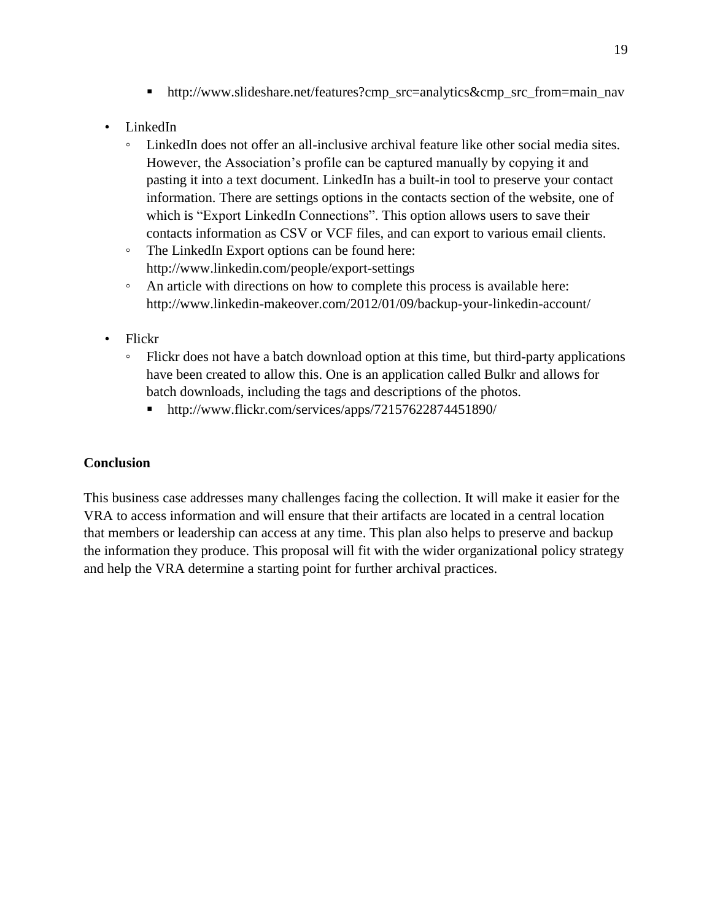- http://www.slideshare.net/features?cmp_src=analytics&cmp_src_from=main_nav

- LinkedIn
    - LinkedIn does not offer an all-inclusive archival feature like other social media sites. However, the Association's profile can be captured manually by copying it and pasting it into a text document. LinkedIn has a built-in tool to preserve your contact information. There are settings options in the contacts section of the website, one of which is "Export LinkedIn Connections". This option allows users to save their contacts information as CSV or VCF files, and can export to various email clients.
    - The LinkedIn Export options can be found here: http://www.linkedin.com/people/export-settings
    - An article with directions on how to complete this process is available here: http://www.linkedin-makeover.com/2012/01/09/backup-your-linkedin-account/

- Flickr
    - Flickr does not have a batch download option at this time, but third-party applications have been created to allow this. One is an application called Bulkr and allows for batch downloads, including the tags and descriptions of the photos.
        - http://www.flickr.com/services/apps/72157622874451890/

**Conclusion**

This business case addresses many challenges facing the collection. It will make it easier for the VRA to access information and will ensure that their artifacts are located in a central location that members or leadership can access at any time. This plan also helps to preserve and backup the information they produce. This proposal will fit with the wider organizational policy strategy and help the VRA determine a starting point for further archival practices.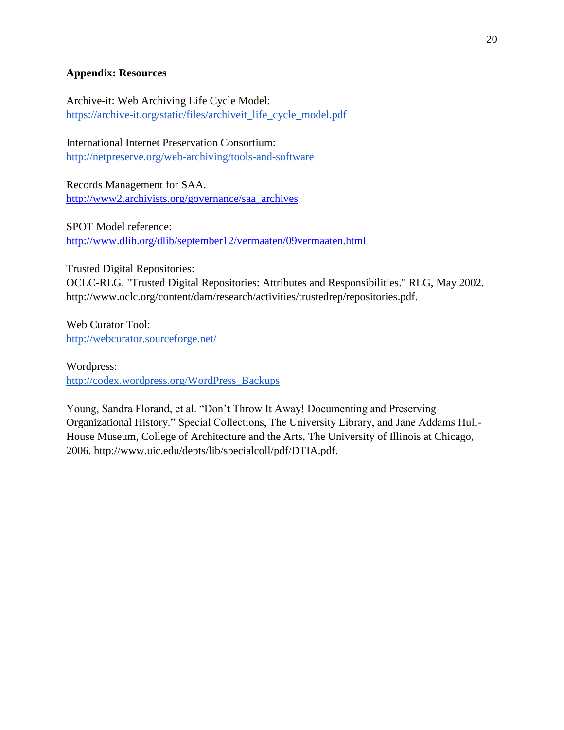**Appendix: Resources**

Archive-it: Web Archiving Life Cycle Model:
https://archive-it.org/static/files/archiveit_life_cycle_model.pdf

International Internet Preservation Consortium:
http://netpreserve.org/web-archiving/tools-and-software

Records Management for SAA.
http://www2.archivists.org/governance/saa_archives

SPOT Model reference:
http://www.dlib.org/dlib/september12/vermaaten/09vermaaten.html

Trusted Digital Repositories:
OCLC-RLG. "Trusted Digital Repositories: Attributes and Responsibilities." RLG, May 2002. http://www.oclc.org/content/dam/research/activities/trustedrep/repositories.pdf.

Web Curator Tool:
http://webcurator.sourceforge.net/

Wordpress:
http://codex.wordpress.org/WordPress_Backups

Young, Sandra Florand, et al. "Don't Throw It Away! Documenting and Preserving Organizational History." Special Collections, The University Library, and Jane Addams Hull-House Museum, College of Architecture and the Arts, The University of Illinois at Chicago, 2006. http://www.uic.edu/depts/lib/specialcoll/pdf/DTIA.pdf.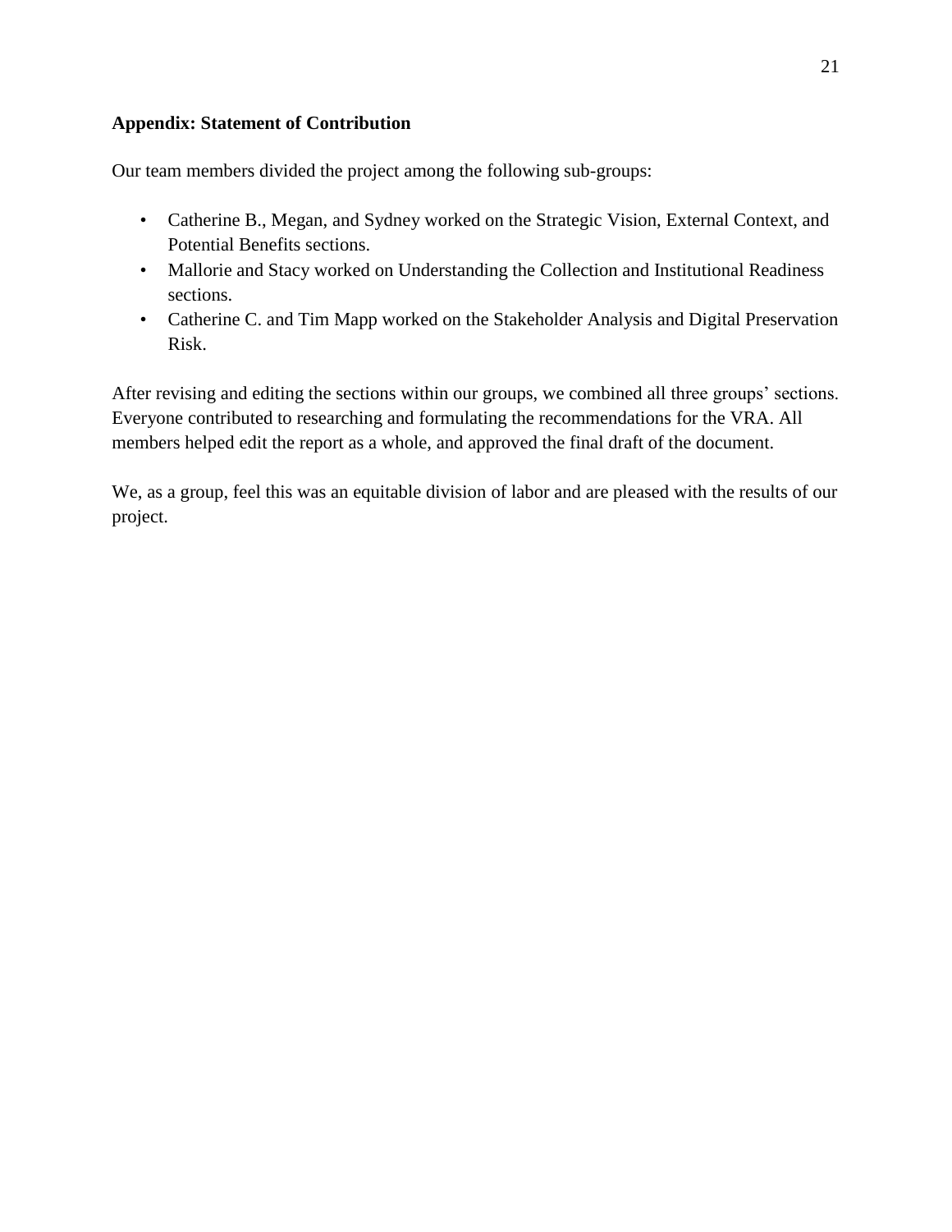**Appendix: Statement of Contribution**

Our team members divided the project among the following sub-groups:

- Catherine B., Megan, and Sydney worked on the Strategic Vision, External Context, and Potential Benefits sections.
- Mallorie and Stacy worked on Understanding the Collection and Institutional Readiness sections.
- Catherine C. and Tim Mapp worked on the Stakeholder Analysis and Digital Preservation Risk.

After revising and editing the sections within our groups, we combined all three groups' sections. Everyone contributed to researching and formulating the recommendations for the VRA. All members helped edit the report as a whole, and approved the final draft of the document.

We, as a group, feel this was an equitable division of labor and are pleased with the results of our project.